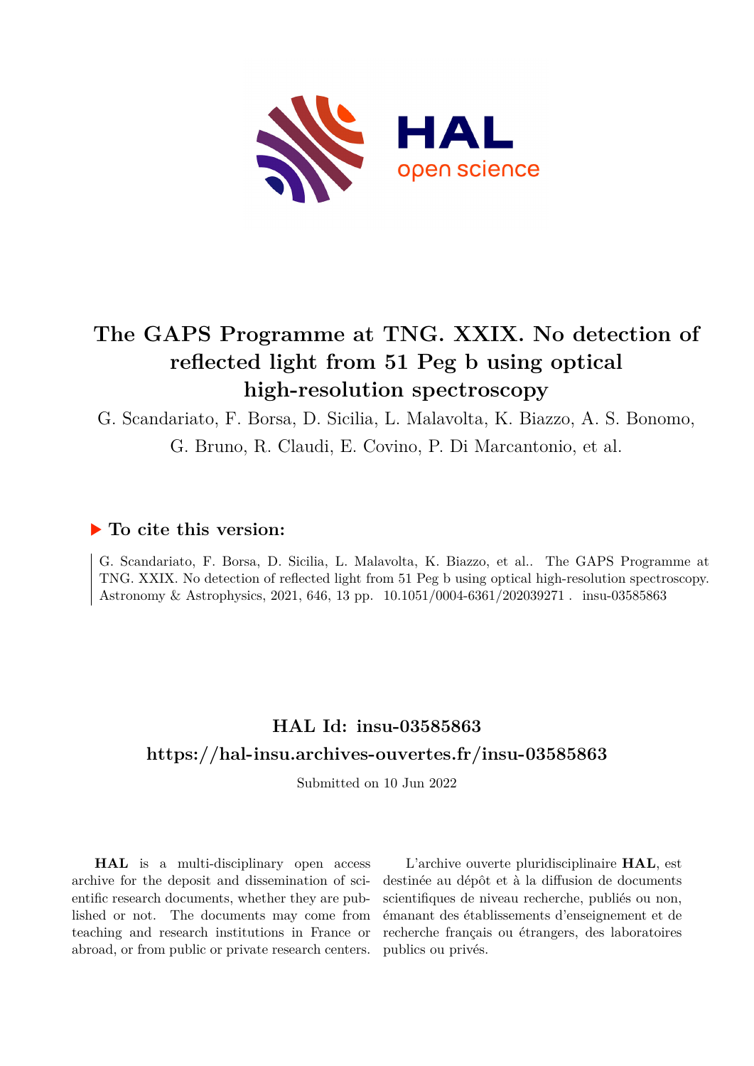# The GAPS Programme at TNG. XXIX. No detection of reflected light from 51 Peg b using optical high-resolution spectroscopy

G. Scandariato, F. Borsa, D. Sicilia, L. Malavolta, K. Biazzo, A. S. Bonomo, G. Bruno, R. Claudi, E. Covino, P. Di Marcantonio, et al.

## To cite this version:

G. Scandariato, F. Borsa, D. Sicilia, L. Malavolta, K. Biazzo, et al.. The GAPS Programme at TNG. XXIX. No detection of reflected light from 51 Peg b using optical high-resolution spectroscopy. Astronomy & Astrophysics, 2021, 646, 13 pp. 10.1051/0004-6361/202039271 . insu-03585863

## HAL Id: insu-03585863

## https://hal-insu.archives-ouvertes.fr/insu-03585863

Submitted on 10 Jun 2022

**HAL** is a multi-disciplinary open access archive for the deposit and dissemination of scientific research documents, whether they are published or not. The documents may come from teaching and research institutions in France or abroad, or from public or private research centers.

L'archive ouverte pluridisciplinaire **HAL**, est destinée au dépôt et à la diffusion de documents scientifiques de niveau recherche, publiés ou non, émanant des établissements d'enseignement et de recherche français ou étrangers, des laboratoires publics ou privés.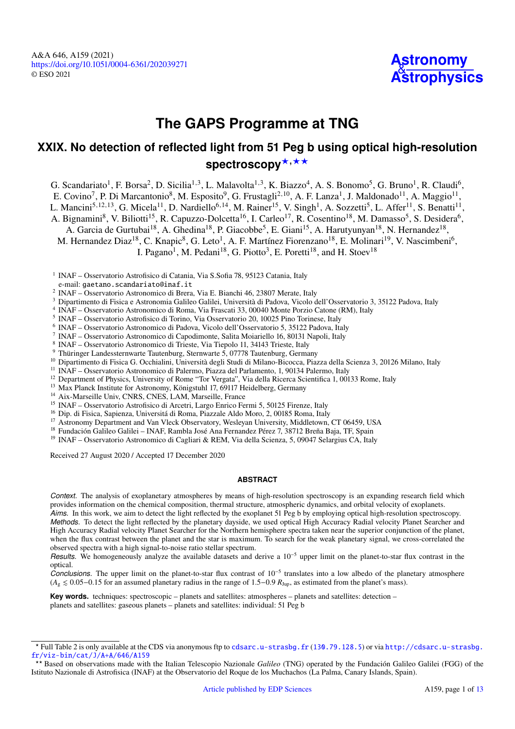# The GAPS Programme at TNG

## XXIX. No detection of reflected light from 51 Peg b using optical high-resolution spectroscopy[⋆,⋆⋆]

G. Scandariato[1], F. Borsa[2], D. Sicilia[1,3], L. Malavolta[1,3], K. Biazzo[4], A. S. Bonomo[5], G. Bruno[1], R. Claudi[6], E. Covino[7], P. Di Marcantonio[8], M. Esposito[9], G. Frustagli[2,10], A. F. Lanza[1], J. Maldonado[11], A. Maggio[11], L. Mancini[5,12,13], G. Micela[11], D. Nardiello[6,14], M. Rainer[15], V. Singh[1], A. Sozzetti[5], L. Affer[11], S. Benatti[11], A. Bignamini[8], V. Biliotti[15], R. Capuzzo-Dolcetta[16], I. Carleo[17], R. Cosentino[18], M. Damasso[5], S. Desidera[6], A. Garcia de Gurtubai[18], A. Ghedina[18], P. Giacobbe[5], E. Giani[15], A. Harutyunyan[18], N. Hernandez[18], M. Hernandez Diaz[18], C. Knapic[8], G. Leto[1], A. F. Martínez Fiorenzano[18], E. Molinari[19], V. Nascimbeni[6], I. Pagano[1], M. Pedani[18], G. Piotto[3], E. Poretti[18], and H. Stoev[18]

[1] INAF – Osservatorio Astrofisico di Catania, Via S.Sofia 78, 95123 Catania, Italy
e-mail: gaetano.scandariato@inaf.it
[2] INAF – Osservatorio Astronomico di Brera, Via E. Bianchi 46, 23807 Merate, Italy
[3] Dipartimento di Fisica e Astronomia Galileo Galilei, Università di Padova, Vicolo dell'Osservatorio 3, 35122 Padova, Italy
[4] INAF – Osservatorio Astronomico di Roma, Via Frascati 33, 00040 Monte Porzio Catone (RM), Italy
[5] INAF – Osservatorio Astrofisico di Torino, Via Osservatorio 20, 10025 Pino Torinese, Italy
[6] INAF – Osservatorio Astronomico di Padova, Vicolo dell'Osservatorio 5, 35122 Padova, Italy
[7] INAF – Osservatorio Astronomico di Capodimonte, Salita Moiariello 16, 80131 Napoli, Italy
[8] INAF – Osservatorio Astronomico di Trieste, Via Tiepolo 11, 34143 Trieste, Italy
[9] Thüringer Landessternwarte Tautenburg, Sternwarte 5, 07778 Tautenburg, Germany
[10] Dipartimento di Fisica G. Occhialini, Università degli Studi di Milano-Bicocca, Piazza della Scienza 3, 20126 Milano, Italy
[11] INAF – Osservatorio Astronomico di Palermo, Piazza del Parlamento, 1, 90134 Palermo, Italy
[12] Department of Physics, University of Rome "Tor Vergata", Via della Ricerca Scientifica 1, 00133 Rome, Italy
[13] Max Planck Institute for Astronomy, Königstuhl 17, 69117 Heidelberg, Germany
[14] Aix-Marseille Univ, CNRS, CNES, LAM, Marseille, France
[15] INAF – Osservatorio Astrofisico di Arcetri, Largo Enrico Fermi 5, 50125 Firenze, Italy
[16] Dip. di Fisica, Sapienza, Universitá di Roma, Piazzale Aldo Moro, 2, 00185 Roma, Italy
[17] Astronomy Department and Van Vleck Observatory, Wesleyan University, Middletown, CT 06459, USA
[18] Fundación Galileo Galilei – INAF, Rambla José Ana Fernandez Pérez 7, 38712 Breña Baja, TF, Spain
[19] INAF – Osservatorio Astronomico di Cagliari & REM, Via della Scienza, 5, 09047 Selargius CA, Italy

Received 27 August 2020 / Accepted 17 December 2020

### ABSTRACT

*Context.* The analysis of exoplanetary atmospheres by means of high-resolution spectroscopy is an expanding research field which provides information on the chemical composition, thermal structure, atmospheric dynamics, and orbital velocity of exoplanets.

*Aims.* In this work, we aim to detect the light reflected by the exoplanet 51 Peg b by employing optical high-resolution spectroscopy.

*Methods.* To detect the light reflected by the planetary dayside, we used optical High Accuracy Radial velocity Planet Searcher and High Accuracy Radial velocity Planet Searcher for the Northern hemisphere spectra taken near the superior conjunction of the planet, when the flux contrast between the planet and the star is maximum. To search for the weak planetary signal, we cross-correlated the observed spectra with a high signal-to-noise ratio stellar spectrum.

*Results.* We homogeneously analyze the available datasets and derive a $10^{-5}$ upper limit on the planet-to-star flux contrast in the optical.

*Conclusions.* The upper limit on the planet-to-star flux contrast of $10^{-5}$ translates into a low albedo of the planetary atmosphere ($A_g \lesssim 0.05$–$0.15$ for an assumed planetary radius in the range of 1.5–0.9 $R_{\rm Jup}$, as estimated from the planet's mass).

**Key words.** techniques: spectroscopic – planets and satellites: atmospheres – planets and satellites: detection – planets and satellites: gaseous planets – planets and satellites: individual: 51 Peg b

⋆ Full Table 2 is only available at the CDS via anonymous ftp to cdsarc.u-strasbg.fr (130.79.128.5) or via http://cdsarc.u-strasbg.fr/viz-bin/cat/J/A+A/646/A159

⋆⋆ Based on observations made with the Italian Telescopio Nazionale *Galileo* (TNG) operated by the Fundación Galileo Galilei (FGG) of the Istituto Nazionale di Astrofisica (INAF) at the Observatorio del Roque de los Muchachos (La Palma, Canary Islands, Spain).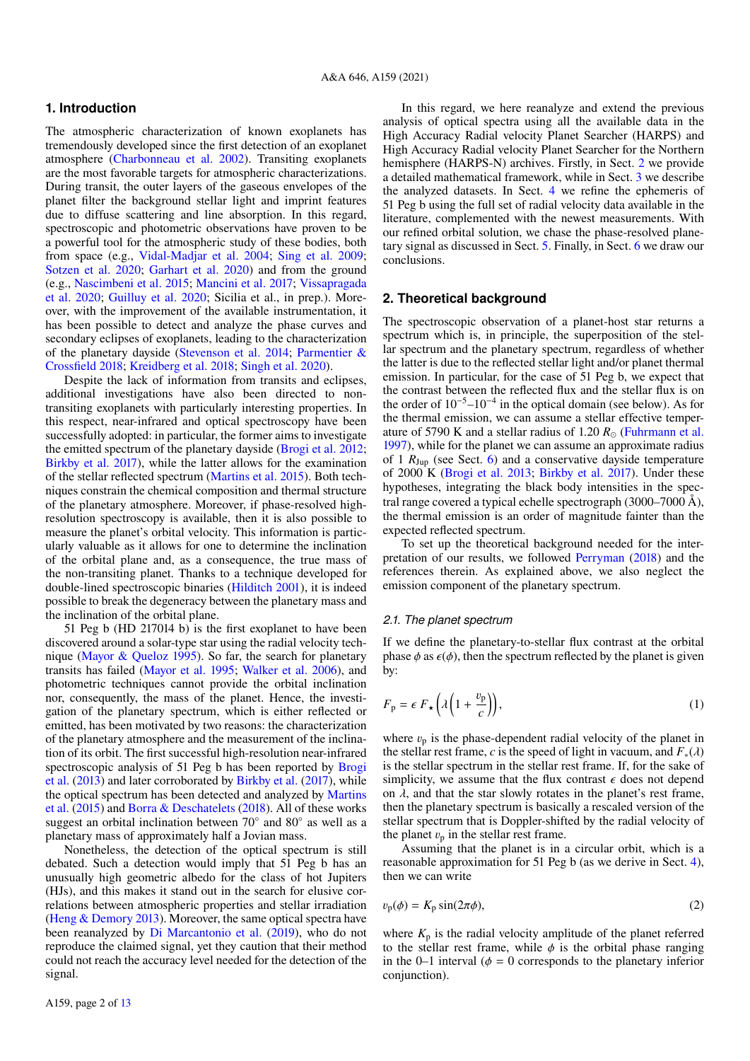## 1. Introduction

The atmospheric characterization of known exoplanets has tremendously developed since the first detection of an exoplanet atmosphere (Charbonneau et al. 2002). Transiting exoplanets are the most favorable targets for atmospheric characterizations. During transit, the outer layers of the gaseous envelopes of the planet filter the background stellar light and imprint features due to diffuse scattering and line absorption. In this regard, spectroscopic and photometric observations have proven to be a powerful tool for the atmospheric study of these bodies, both from space (e.g., Vidal-Madjar et al. 2004; Sing et al. 2009; Sotzen et al. 2020; Garhart et al. 2020) and from the ground (e.g., Nascimbeni et al. 2015; Mancini et al. 2017; Vissapragada et al. 2020; Guilluy et al. 2020; Sicilia et al., in prep.). Moreover, with the improvement of the available instrumentation, it has been possible to detect and analyze the phase curves and secondary eclipses of exoplanets, leading to the characterization of the planetary dayside (Stevenson et al. 2014; Parmentier & Crossfield 2018; Kreidberg et al. 2018; Singh et al. 2020).

Despite the lack of information from transits and eclipses, additional investigations have also been directed to non-transiting exoplanets with particularly interesting properties. In this respect, near-infrared and optical spectroscopy have been successfully adopted: in particular, the former aims to investigate the emitted spectrum of the planetary dayside (Brogi et al. 2012; Birkby et al. 2017), while the latter allows for the examination of the stellar reflected spectrum (Martins et al. 2015). Both techniques constrain the chemical composition and thermal structure of the planetary atmosphere. Moreover, if phase-resolved high-resolution spectroscopy is available, then it is also possible to measure the planet's orbital velocity. This information is particularly valuable as it allows for one to determine the inclination of the orbital plane and, as a consequence, the true mass of the non-transiting planet. Thanks to a technique developed for double-lined spectroscopic binaries (Hilditch 2001), it is indeed possible to break the degeneracy between the planetary mass and the inclination of the orbital plane.

51 Peg b (HD 217014 b) is the first exoplanet to have been discovered around a solar-type star using the radial velocity technique (Mayor & Queloz 1995). So far, the search for planetary transits has failed (Mayor et al. 1995; Walker et al. 2006), and photometric techniques cannot provide the orbital inclination nor, consequently, the mass of the planet. Hence, the investigation of the planetary spectrum, which is either reflected or emitted, has been motivated by two reasons: the characterization of the planetary atmosphere and the measurement of the inclination of its orbit. The first successful high-resolution near-infrared spectroscopic analysis of 51 Peg b has been reported by Brogi et al. (2013) and later corroborated by Birkby et al. (2017), while the optical spectrum has been detected and analyzed by Martins et al. (2015) and Borra & Deschatelets (2018). All of these works suggest an orbital inclination between 70° and 80° as well as a planetary mass of approximately half a Jovian mass.

Nonetheless, the detection of the optical spectrum is still debated. Such a detection would imply that 51 Peg b has an unusually high geometric albedo for the class of hot Jupiters (HJs), and this makes it stand out in the search for elusive correlations between atmospheric properties and stellar irradiation (Heng & Demory 2013). Moreover, the same optical spectra have been reanalyzed by Di Marcantonio et al. (2019), who do not reproduce the claimed signal, yet they caution that their method could not reach the accuracy level needed for the detection of the signal.

In this regard, we here reanalyze and extend the previous analysis of optical spectra using all the available data in the High Accuracy Radial velocity Planet Searcher (HARPS) and High Accuracy Radial velocity Planet Searcher for the Northern hemisphere (HARPS-N) archives. Firstly, in Sect. 2 we provide a detailed mathematical framework, while in Sect. 3 we describe the analyzed datasets. In Sect. 4 we refine the ephemeris of 51 Peg b using the full set of radial velocity data available in the literature, complemented with the newest measurements. With our refined orbital solution, we chase the phase-resolved planetary signal as discussed in Sect. 5. Finally, in Sect. 6 we draw our conclusions.

## 2. Theoretical background

The spectroscopic observation of a planet-host star returns a spectrum which is, in principle, the superposition of the stellar spectrum and the planetary spectrum, regardless of whether the latter is due to the reflected stellar light and/or planet thermal emission. In particular, for the case of 51 Peg b, we expect that the contrast between the reflected flux and the stellar flux is on the order of $10^{-5}$–$10^{-4}$ in the optical domain (see below). As for the thermal emission, we can assume a stellar effective temperature of 5790 K and a stellar radius of 1.20 $R_\odot$ (Fuhrmann et al. 1997), while for the planet we can assume an approximate radius of 1 $R_{\mathrm{Jup}}$ (see Sect. 6) and a conservative dayside temperature of 2000 K (Brogi et al. 2013; Birkby et al. 2017). Under these hypotheses, integrating the black body intensities in the spectral range covered a typical echelle spectrograph (3000–7000 Å), the thermal emission is an order of magnitude fainter than the expected reflected spectrum.

To set up the theoretical background needed for the interpretation of our results, we followed Perryman (2018) and the references therein. As explained above, we also neglect the emission component of the planetary spectrum.

### 2.1. The planet spectrum

If we define the planetary-to-stellar flux contrast at the orbital phase $\phi$ as $\epsilon(\phi)$, then the spectrum reflected by the planet is given by:

$$F_{\mathrm{p}} = \epsilon \, F_\star \left( \lambda \left( 1 + \frac{v_{\mathrm{p}}}{c} \right) \right), \tag{1}$$

where $v_{\mathrm{p}}$ is the phase-dependent radial velocity of the planet in the stellar rest frame, $c$ is the speed of light in vacuum, and $F_*(\lambda)$ is the stellar spectrum in the stellar rest frame. If, for the sake of simplicity, we assume that the flux contrast $\epsilon$ does not depend on $\lambda$, and that the star slowly rotates in the planet's rest frame, then the planetary spectrum is basically a rescaled version of the stellar spectrum that is Doppler-shifted by the radial velocity of the planet $v_{\mathrm{p}}$ in the stellar rest frame.

Assuming that the planet is in a circular orbit, which is a reasonable approximation for 51 Peg b (as we derive in Sect. 4), then we can write

$$v_{\mathrm{p}}(\phi) = K_{\mathrm{p}} \sin(2\pi\phi), \tag{2}$$

where $K_{\mathrm{p}}$ is the radial velocity amplitude of the planet referred to the stellar rest frame, while $\phi$ is the orbital phase ranging in the 0–1 interval ($\phi = 0$ corresponds to the planetary inferior conjunction).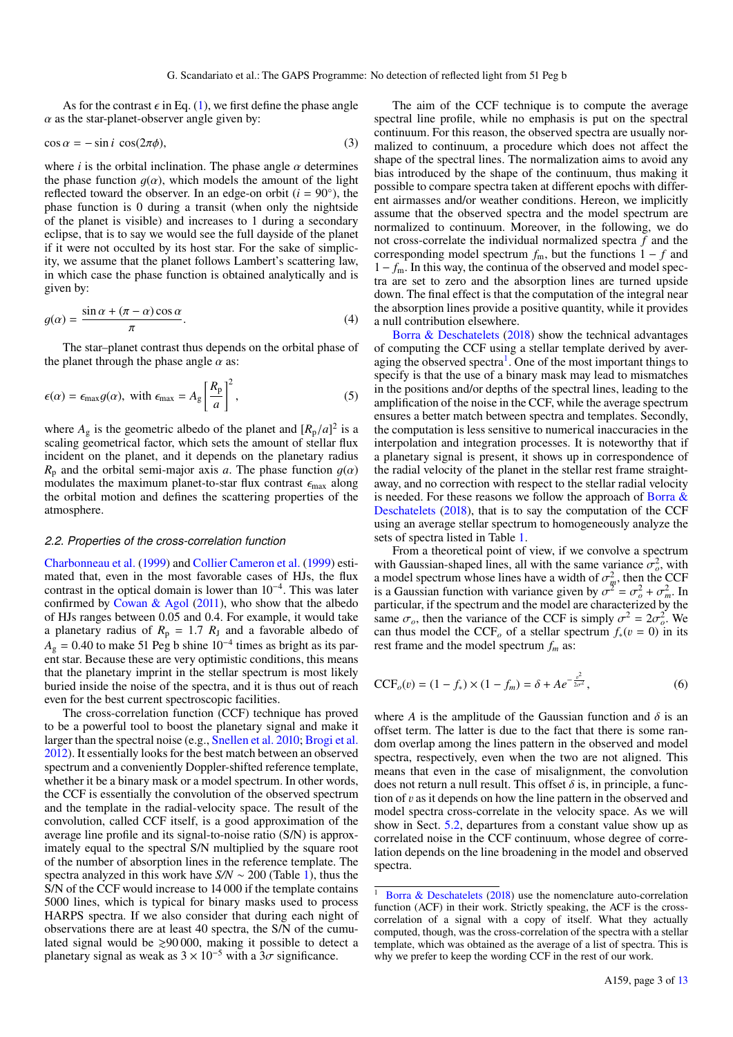As for the contrast $\epsilon$ in Eq. (1), we first define the phase angle $\alpha$ as the star-planet-observer angle given by:

$$\cos\alpha = -\sin i\,\cos(2\pi\phi), \tag{3}$$

where $i$ is the orbital inclination. The phase angle $\alpha$ determines the phase function $g(\alpha)$, which models the amount of the light reflected toward the observer. In an edge-on orbit ($i = 90°$), the phase function is 0 during a transit (when only the nightside of the planet is visible) and increases to 1 during a secondary eclipse, that is to say we would see the full dayside of the planet if it were not occulted by its host star. For the sake of simplicity, we assume that the planet follows Lambert's scattering law, in which case the phase function is obtained analytically and is given by:

$$g(\alpha) = \frac{\sin\alpha + (\pi - \alpha)\cos\alpha}{\pi}. \tag{4}$$

The star–planet contrast thus depends on the orbital phase of the planet through the phase angle $\alpha$ as:

$$\epsilon(\alpha) = \epsilon_{\max} g(\alpha), \text{ with } \epsilon_{\max} = A_{\rm g}\left[\frac{R_{\rm p}}{a}\right]^2, \tag{5}$$

where $A_{\rm g}$ is the geometric albedo of the planet and $[R_{\rm p}/a]^2$ is a scaling geometrical factor, which sets the amount of stellar flux incident on the planet, and it depends on the planetary radius $R_{\rm p}$ and the orbital semi-major axis $a$. The phase function $g(\alpha)$ modulates the maximum planet-to-star flux contrast $\epsilon_{\max}$ along the orbital motion and defines the scattering properties of the atmosphere.

### 2.2. Properties of the cross-correlation function

Charbonneau et al. (1999) and Collier Cameron et al. (1999) estimated that, even in the most favorable cases of HJs, the flux contrast in the optical domain is lower than $10^{-4}$. This was later confirmed by Cowan & Agol (2011), who show that the albedo of HJs ranges between 0.05 and 0.4. For example, it would take a planetary radius of $R_{\rm p} = 1.7\ R_{\rm J}$ and a favorable albedo of $A_{\rm g} = 0.40$ to make 51 Peg b shine $10^{-4}$ times as bright as its parent star. Because these are very optimistic conditions, this means that the planetary imprint in the stellar spectrum is most likely buried inside the noise of the spectra, and it is thus out of reach even for the best current spectroscopic facilities.

The cross-correlation function (CCF) technique has proved to be a powerful tool to boost the planetary signal and make it larger than the spectral noise (e.g., Snellen et al. 2010; Brogi et al. 2012). It essentially looks for the best match between an observed spectrum and a conveniently Doppler-shifted reference template, whether it be a binary mask or a model spectrum. In other words, the CCF is essentially the convolution of the observed spectrum and the template in the radial-velocity space. The result of the convolution, called CCF itself, is a good approximation of the average line profile and its signal-to-noise ratio (S/N) is approximately equal to the spectral S/N multiplied by the square root of the number of absorption lines in the reference template. The spectra analyzed in this work have *S/N* ~ 200 (Table 1), thus the S/N of the CCF would increase to 14 000 if the template contains 5000 lines, which is typical for binary masks used to process HARPS spectra. If we also consider that during each night of observations there are at least 40 spectra, the S/N of the cumulated signal would be $\gtrsim$90 000, making it possible to detect a planetary signal as weak as $3\times10^{-5}$ with a $3\sigma$ significance.

The aim of the CCF technique is to compute the average spectral line profile, while no emphasis is put on the spectral continuum. For this reason, the observed spectra are usually normalized to continuum, a procedure which does not affect the shape of the spectral lines. The normalization aims to avoid any bias introduced by the shape of the continuum, thus making it possible to compare spectra taken at different epochs with different airmasses and/or weather conditions. Hereon, we implicitly assume that the observed spectra and the model spectrum are normalized to continuum. Moreover, in the following, we do not cross-correlate the individual normalized spectra $f$ and the corresponding model spectrum $f_{\rm m}$, but the functions $1-f$ and $1-f_{\rm m}$. In this way, the continua of the observed and model spectra are set to zero and the absorption lines are turned upside down. The final effect is that the computation of the integral near the absorption lines provide a positive quantity, while it provides a null contribution elsewhere.

Borra & Deschatelets (2018) show the technical advantages of computing the CCF using a stellar template derived by averaging the observed spectra[1]. One of the most important things to specify is that the use of a binary mask may lead to mismatches in the positions and/or depths of the spectral lines, leading to the amplification of the noise in the CCF, while the average spectrum ensures a better match between spectra and templates. Secondly, the computation is less sensitive to numerical inaccuracies in the interpolation and integration processes. It is noteworthy that if a planetary signal is present, it shows up in correspondence of the radial velocity of the planet in the stellar rest frame straightaway, and no correction with respect to the stellar radial velocity is needed. For these reasons we follow the approach of Borra & Deschatelets (2018), that is to say the computation of the CCF using an average stellar spectrum to homogeneously analyze the sets of spectra listed in Table 1.

From a theoretical point of view, if we convolve a spectrum with Gaussian-shaped lines, all with the same variance $\sigma_o^2$, with a model spectrum whose lines have a width of $\sigma_m^2$, then the CCF is a Gaussian function with variance given by $\sigma^2 = \sigma_o^2 + \sigma_m^2$. In particular, if the spectrum and the model are characterized by the same $\sigma_o$, then the variance of the CCF is simply $\sigma^2 = 2\sigma_o^2$. We can thus model the $\text{CCF}_o$ of a stellar spectrum $f_*(v=0)$ in its rest frame and the model spectrum $f_m$ as:

$$\text{CCF}_o(v) = (1-f_*)\times(1-f_m) = \delta + Ae^{-\frac{v^2}{2\sigma^2}}, \tag{6}$$

where $A$ is the amplitude of the Gaussian function and $\delta$ is an offset term. The latter is due to the fact that there is some random overlap among the lines pattern in the observed and model spectra, respectively, even when the two are not aligned. This means that even in the case of misalignment, the convolution does not return a null result. This offset $\delta$ is, in principle, a function of $v$ as it depends on how the line pattern in the observed and model spectra cross-correlate in the velocity space. As we will show in Sect. 5.2, departures from a constant value show up as correlated noise in the CCF continuum, whose degree of correlation depends on the line broadening in the model and observed spectra.

[1] Borra & Deschatelets (2018) use the nomenclature auto-correlation function (ACF) in their work. Strictly speaking, the ACF is the cross-correlation of a signal with a copy of itself. What they actually computed, though, was the cross-correlation of the spectra with a stellar template, which was obtained as the average of a list of spectra. This is why we prefer to keep the wording CCF in the rest of our work.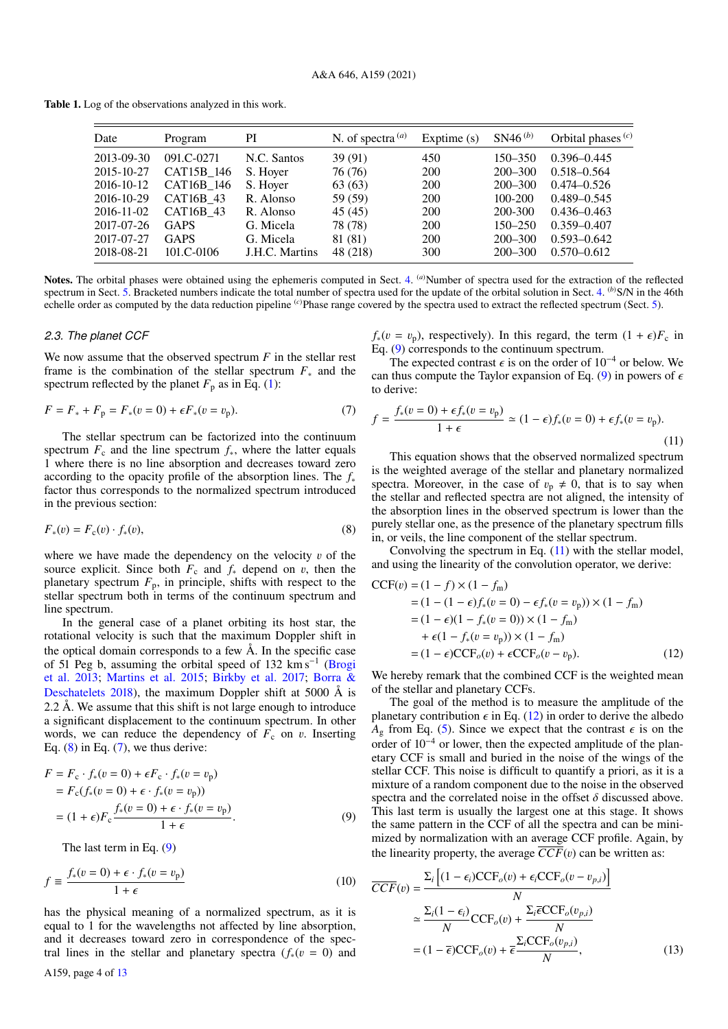**Table 1.** Log of the observations analyzed in this work.

| Date | Program | PI | N. of spectra [(a)] | Exptime (s) | SN46 [(b)] | Orbital phases [(c)] |
|---|---|---|---|---|---|---|
| 2013-09-30 | 091.C-0271 | N.C. Santos | 39 (91) | 450 | 150–350 | 0.396–0.445 |
| 2015-10-27 | CAT15B_146 | S. Hoyer | 76 (76) | 200 | 200–300 | 0.518–0.564 |
| 2016-10-12 | CAT16B_146 | S. Hoyer | 63 (63) | 200 | 200–300 | 0.474–0.526 |
| 2016-10-29 | CAT16B_43 | R. Alonso | 59 (59) | 200 | 100-200 | 0.489–0.545 |
| 2016-11-02 | CAT16B_43 | R. Alonso | 45 (45) | 200 | 200-300 | 0.436–0.463 |
| 2017-07-26 | GAPS | G. Micela | 78 (78) | 200 | 150–250 | 0.359–0.407 |
| 2017-07-27 | GAPS | G. Micela | 81 (81) | 200 | 200–300 | 0.593–0.642 |
| 2018-08-21 | 101.C-0106 | J.H.C. Martins | 48 (218) | 300 | 200–300 | 0.570–0.612 |

**Notes.** The orbital phases were obtained using the ephemeris computed in Sect. 4. [(a)]Number of spectra used for the extraction of the reflected spectrum in Sect. 5. Bracketed numbers indicate the total number of spectra used for the update of the orbital solution in Sect. 4. [(b)]S/N in the 46th echelle order as computed by the data reduction pipeline [(c)]Phase range covered by the spectra used to extract the reflected spectrum (Sect. 5).

### 2.3. The planet CCF

We now assume that the observed spectrum $F$ in the stellar rest frame is the combination of the stellar spectrum $F_*$ and the spectrum reflected by the planet $F_p$ as in Eq. (1):

$$F = F_* + F_p = F_*(v = 0) + \epsilon F_*(v = v_p). \tag{7}$$

The stellar spectrum can be factorized into the continuum spectrum $F_c$ and the line spectrum $f_*$, where the latter equals 1 where there is no line absorption and decreases toward zero according to the opacity profile of the absorption lines. The $f_*$ factor thus corresponds to the normalized spectrum introduced in the previous section:

$$F_*(v) = F_c(v) \cdot f_*(v), \tag{8}$$

where we have made the dependency on the velocity $v$ of the source explicit. Since both $F_c$ and $f_*$ depend on $v$, then the planetary spectrum $F_p$, in principle, shifts with respect to the stellar spectrum both in terms of the continuum spectrum and line spectrum.

In the general case of a planet orbiting its host star, the rotational velocity is such that the maximum Doppler shift in the optical domain corresponds to a few Å. In the specific case of 51 Peg b, assuming the orbital speed of 132 km s$^{-1}$ (Brogi et al. 2013; Martins et al. 2015; Birkby et al. 2017; Borra & Deschatelets 2018), the maximum Doppler shift at 5000 Å is 2.2 Å. We assume that this shift is not large enough to introduce a significant displacement to the continuum spectrum. In other words, we can reduce the dependency of $F_c$ on $v$. Inserting Eq. (8) in Eq. (7), we thus derive:

$$\begin{aligned} F &= F_c \cdot f_*(v = 0) + \epsilon F_c \cdot f_*(v = v_p) \\ &= F_c(f_*(v = 0) + \epsilon \cdot f_*(v = v_p)) \\ &= (1 + \epsilon) F_c \frac{f_*(v = 0) + \epsilon \cdot f_*(v = v_p)}{1 + \epsilon}. \end{aligned} \tag{9}$$

The last term in Eq. (9)

$$f \equiv \frac{f_*(v = 0) + \epsilon \cdot f_*(v = v_p)}{1 + \epsilon} \tag{10}$$

has the physical meaning of a normalized spectrum, as it is equal to 1 for the wavelengths not affected by line absorption, and it decreases toward zero in correspondence of the spectral lines in the stellar and planetary spectra ($f_*(v = 0)$ and $f_*(v = v_p)$, respectively). In this regard, the term $(1 + \epsilon)F_c$ in Eq. (9) corresponds to the continuum spectrum.

The expected contrast $\epsilon$ is on the order of $10^{-4}$ or below. We can thus compute the Taylor expansion of Eq. (9) in powers of $\epsilon$ to derive:

$$f = \frac{f_*(v = 0) + \epsilon f_*(v = v_p)}{1 + \epsilon} \simeq (1 - \epsilon) f_*(v = 0) + \epsilon f_*(v = v_p). \tag{11}$$

This equation shows that the observed normalized spectrum is the weighted average of the stellar and planetary normalized spectra. Moreover, in the case of $v_p \neq 0$, that is to say when the stellar and reflected spectra are not aligned, the intensity of the absorption lines in the observed spectrum is lower than the purely stellar one, as the presence of the planetary spectrum fills in, or veils, the line component of the stellar spectrum.

Convolving the spectrum in Eq. (11) with the stellar model, and using the linearity of the convolution operator, we derive:

$$\begin{aligned} \mathrm{CCF}(v) &= (1 - f) \times (1 - f_m) \\ &= (1 - (1 - \epsilon) f_*(v = 0) - \epsilon f_*(v = v_p)) \times (1 - f_m) \\ &= (1 - \epsilon)(1 - f_*(v = 0)) \times (1 - f_m) \\ &\quad + \epsilon(1 - f_*(v = v_p)) \times (1 - f_m) \\ &= (1 - \epsilon)\mathrm{CCF}_o(v) + \epsilon \mathrm{CCF}_o(v - v_p). \end{aligned} \tag{12}$$

We hereby remark that the combined CCF is the weighted mean of the stellar and planetary CCFs.

The goal of the method is to measure the amplitude of the planetary contribution $\epsilon$ in Eq. (12) in order to derive the albedo $A_g$ from Eq. (5). Since we expect that the contrast $\epsilon$ is on the order of $10^{-4}$ or lower, then the expected amplitude of the planetary CCF is small and buried in the noise of the wings of the stellar CCF. This noise is difficult to quantify a priori, as it is a mixture of a random component due to the noise in the observed spectra and the correlated noise in the offset $\delta$ discussed above. This last term is usually the largest one at this stage. It shows the same pattern in the CCF of all the spectra and can be minimized by normalization with an average CCF profile. Again, by the linearity property, the average $\overline{CCF}(v)$ can be written as:

$$\begin{aligned} \overline{CCF}(v) &= \frac{\Sigma_i \left[(1 - \epsilon_i)\mathrm{CCF}_o(v) + \epsilon_i \mathrm{CCF}_o(v - v_{p,i})\right]}{N} \\ &\simeq \frac{\Sigma_i (1 - \epsilon_i)}{N} \mathrm{CCF}_o(v) + \frac{\Sigma_i \bar{\epsilon} \mathrm{CCF}_o(v_{p,i})}{N} \\ &= (1 - \bar{\epsilon})\mathrm{CCF}_o(v) + \bar{\epsilon} \frac{\Sigma_i \mathrm{CCF}_o(v_{p,i})}{N}, \end{aligned} \tag{13}$$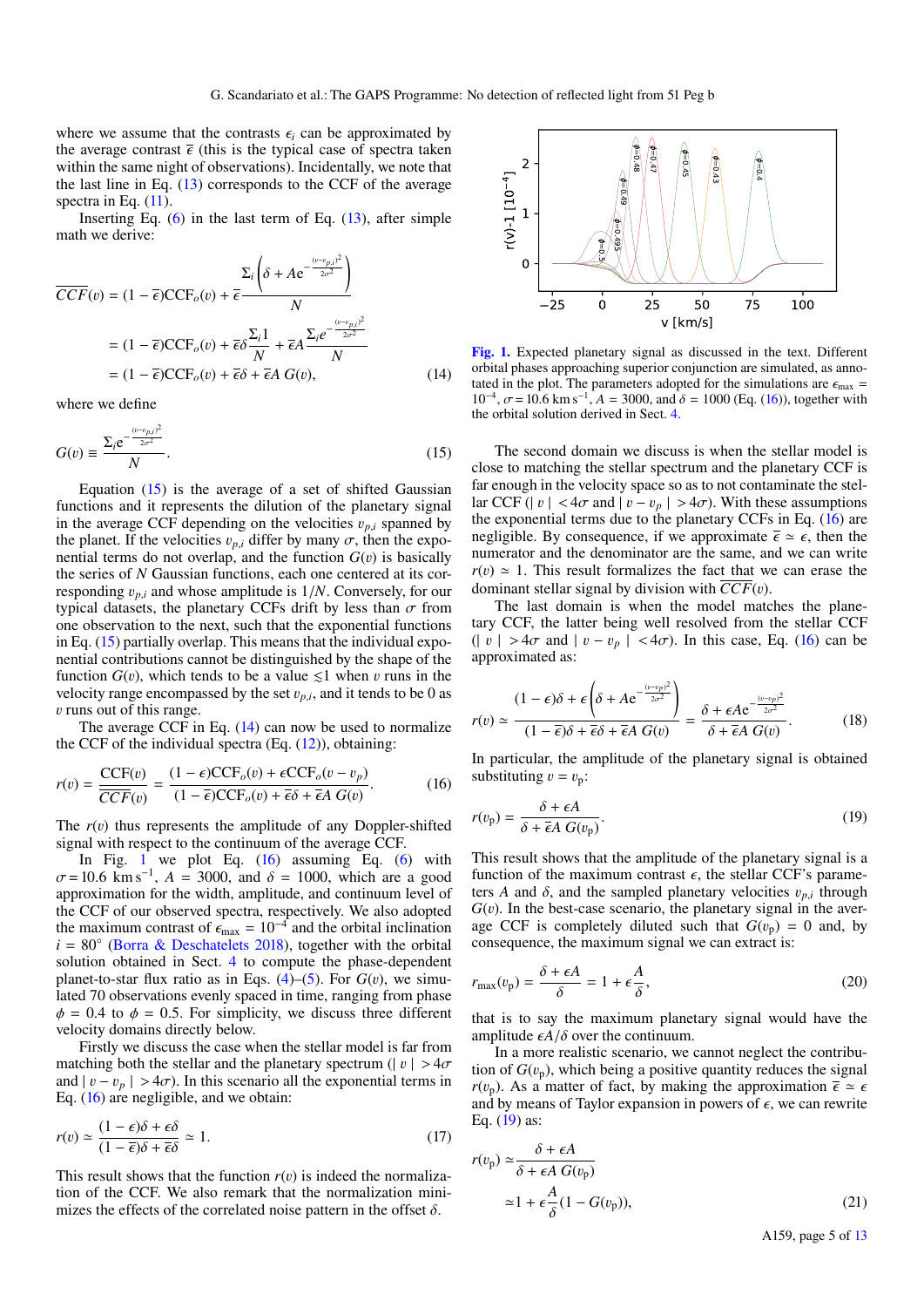where we assume that the contrasts $\epsilon_i$ can be approximated by the average contrast $\overline{\epsilon}$ (this is the typical case of spectra taken within the same night of observations). Incidentally, we note that the last line in Eq. (13) corresponds to the CCF of the average spectra in Eq. (11).

Inserting Eq. (6) in the last term of Eq. (13), after simple math we derive:

$$\begin{aligned}\overline{CCF}(v) &= (1-\overline{\epsilon})\mathrm{CCF}_o(v) + \overline{\epsilon}\frac{\Sigma_i\left(\delta + A\mathrm{e}^{-\frac{(v-v_{p,i})^2}{2\sigma^2}}\right)}{N} \\ &= (1-\overline{\epsilon})\mathrm{CCF}_o(v) + \overline{\epsilon}\delta\frac{\Sigma_i 1}{N} + \overline{\epsilon}A\frac{\Sigma_i e^{-\frac{(v-v_{p,i})^2}{2\sigma^2}}}{N} \\ &= (1-\overline{\epsilon})\mathrm{CCF}_o(v) + \overline{\epsilon}\delta + \overline{\epsilon}A\ G(v),\end{aligned} \tag{14}$$

where we define

$$G(v) \equiv \frac{\Sigma_i \mathrm{e}^{-\frac{(v-v_{p,i})^2}{2\sigma^2}}}{N}. \tag{15}$$

Equation (15) is the average of a set of shifted Gaussian functions and it represents the dilution of the planetary signal in the average CCF depending on the velocities $v_{p,i}$ spanned by the planet. If the velocities $v_{p,i}$ differ by many $\sigma$, then the exponential terms do not overlap, and the function $G(v)$ is basically the series of $N$ Gaussian functions, each one centered at its corresponding $v_{p,i}$ and whose amplitude is $1/N$. Conversely, for our typical datasets, the planetary CCFs drift by less than $\sigma$ from one observation to the next, such that the exponential functions in Eq. (15) partially overlap. This means that the individual exponential contributions cannot be distinguished by the shape of the function $G(v)$, which tends to be a value $\lesssim 1$ when $v$ runs in the velocity range encompassed by the set $v_{p,i}$, and it tends to be 0 as $v$ runs out of this range.

The average CCF in Eq. (14) can now be used to normalize the CCF of the individual spectra (Eq. (12)), obtaining:

$$r(v) = \frac{\mathrm{CCF}(v)}{\overline{CCF}(v)} = \frac{(1-\epsilon)\mathrm{CCF}_o(v) + \epsilon\mathrm{CCF}_o(v-v_p)}{(1-\overline{\epsilon})\mathrm{CCF}_o(v) + \overline{\epsilon}\delta + \overline{\epsilon}A\ G(v)}. \tag{16}$$

The $r(v)$ thus represents the amplitude of any Doppler-shifted signal with respect to the continuum of the average CCF.

In Fig. 1 we plot Eq. (16) assuming Eq. (6) with $\sigma = 10.6$ km s$^{-1}$, $A = 3000$, and $\delta = 1000$, which are a good approximation for the width, amplitude, and continuum level of the CCF of our observed spectra, respectively. We also adopted the maximum contrast of $\epsilon_{\max} = 10^{-4}$ and the orbital inclination $i = 80°$ (Borra & Deschatelets 2018), together with the orbital solution obtained in Sect. 4 to compute the phase-dependent planet-to-star flux ratio as in Eqs. (4)–(5). For $G(v)$, we simulated 70 observations evenly spaced in time, ranging from phase $\phi = 0.4$ to $\phi = 0.5$. For simplicity, we discuss three different velocity domains directly below.

Firstly we discuss the case when the stellar model is far from matching both the stellar and the planetary spectrum ($|\ v\ | > 4\sigma$ and $|\ v - v_p\ | > 4\sigma$). In this scenario all the exponential terms in Eq. (16) are negligible, and we obtain:

$$r(v) \simeq \frac{(1-\epsilon)\delta + \epsilon\delta}{(1-\overline{\epsilon})\delta + \overline{\epsilon}\delta} \simeq 1. \tag{17}$$

This result shows that the function $r(v)$ is indeed the normalization of the CCF. We also remark that the normalization minimizes the effects of the correlated noise pattern in the offset $\delta$.

**Fig. 1.** Expected planetary signal as discussed in the text. Different orbital phases approaching superior conjunction are simulated, as annotated in the plot. The parameters adopted for the simulations are $\epsilon_{\max} = 10^{-4}$, $\sigma = 10.6$ km s$^{-1}$, $A = 3000$, and $\delta = 1000$ (Eq. (16)), together with the orbital solution derived in Sect. 4.

The second domain we discuss is when the stellar model is close to matching the stellar spectrum and the planetary CCF is far enough in the velocity space so as to not contaminate the stellar CCF ($|\ v\ | < 4\sigma$ and $|\ v - v_p\ | > 4\sigma$). With these assumptions the exponential terms due to the planetary CCFs in Eq. (16) are negligible. By consequence, if we approximate $\overline{\epsilon} \simeq \epsilon$, then the numerator and the denominator are the same, and we can write $r(v) \simeq 1$. This result formalizes the fact that we can erase the dominant stellar signal by division with $\overline{CCF}(v)$.

The last domain is when the model matches the planetary CCF, the latter being well resolved from the stellar CCF ($|\ v\ | > 4\sigma$ and $|\ v - v_p\ | < 4\sigma$). In this case, Eq. (16) can be approximated as:

$$r(v) \simeq \frac{(1-\epsilon)\delta + \epsilon\left(\delta + A\mathrm{e}^{-\frac{(v-v_p)^2}{2\sigma^2}}\right)}{(1-\overline{\epsilon})\delta + \overline{\epsilon}\delta + \overline{\epsilon}A\ G(v)} = \frac{\delta + \epsilon A\mathrm{e}^{-\frac{(v-v_p)^2}{2\sigma^2}}}{\delta + \overline{\epsilon}A\ G(v)}. \tag{18}$$

In particular, the amplitude of the planetary signal is obtained substituting $v = v_\mathrm{p}$:

$$r(v_\mathrm{p}) = \frac{\delta + \epsilon A}{\delta + \overline{\epsilon}A\ G(v_\mathrm{p})}. \tag{19}$$

This result shows that the amplitude of the planetary signal is a function of the maximum contrast $\epsilon$, the stellar CCF's parameters $A$ and $\delta$, and the sampled planetary velocities $v_{p,i}$ through $G(v)$. In the best-case scenario, the planetary signal in the average CCF is completely diluted such that $G(v_\mathrm{p}) = 0$ and, by consequence, the maximum signal we can extract is:

$$r_{\max}(v_\mathrm{p}) = \frac{\delta + \epsilon A}{\delta} = 1 + \epsilon\frac{A}{\delta}, \tag{20}$$

that is to say the maximum planetary signal would have the amplitude $\epsilon A/\delta$ over the continuum.

In a more realistic scenario, we cannot neglect the contribution of $G(v_\mathrm{p})$, which being a positive quantity reduces the signal $r(v_\mathrm{p})$. As a matter of fact, by making the approximation $\overline{\epsilon} \simeq \epsilon$ and by means of Taylor expansion in powers of $\epsilon$, we can rewrite Eq. (19) as:

$$\begin{aligned}r(v_\mathrm{p}) &\simeq \frac{\delta + \epsilon A}{\delta + \epsilon A\ G(v_\mathrm{p})} \\ &\simeq 1 + \epsilon\frac{A}{\delta}(1 - G(v_\mathrm{p})),\end{aligned} \tag{21}$$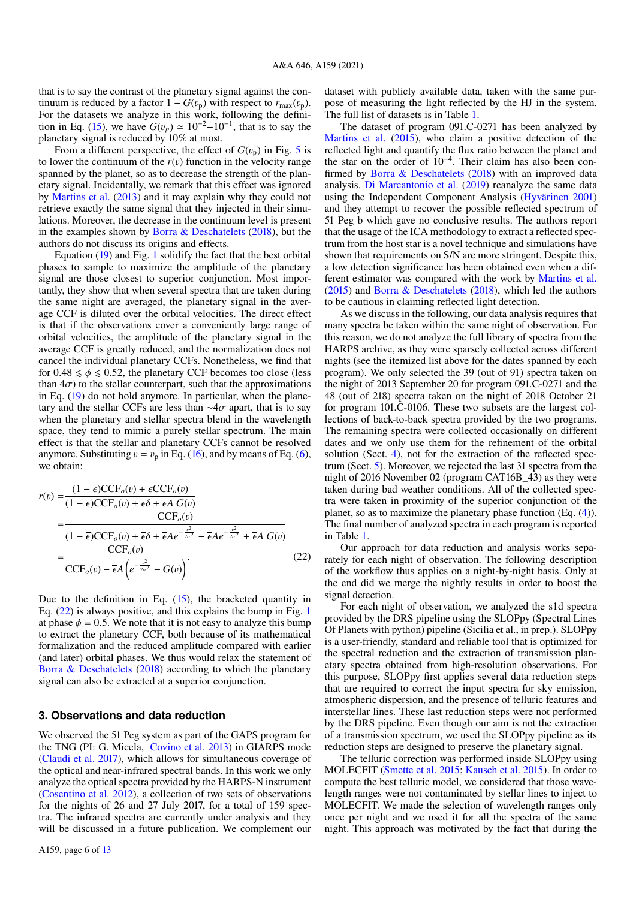that is to say the contrast of the planetary signal against the continuum is reduced by a factor $1 - G(v_\mathrm{p})$ with respect to $r_\mathrm{max}(v_\mathrm{p})$. For the datasets we analyze in this work, following the definition in Eq. (15), we have $G(v_p) \simeq 10^{-2}{-}10^{-1}$, that is to say the planetary signal is reduced by 10% at most.

From a different perspective, the effect of $G(v_\mathrm{p})$ in Fig. 5 is to lower the continuum of the $r(v)$ function in the velocity range spanned by the planet, so as to decrease the strength of the planetary signal. Incidentally, we remark that this effect was ignored by Martins et al. (2013) and it may explain why they could not retrieve exactly the same signal that they injected in their simulations. Moreover, the decrease in the continuum level is present in the examples shown by Borra & Deschatelets (2018), but the authors do not discuss its origins and effects.

Equation (19) and Fig. 1 solidify the fact that the best orbital phases to sample to maximize the amplitude of the planetary signal are those closest to superior conjunction. Most importantly, they show that when several spectra that are taken during the same night are averaged, the planetary signal in the average CCF is diluted over the orbital velocities. The direct effect is that if the observations cover a conveniently large range of orbital velocities, the amplitude of the planetary signal in the average CCF is greatly reduced, and the normalization does not cancel the individual planetary CCFs. Nonetheless, we find that for $0.48 \lesssim \phi \lesssim 0.52$, the planetary CCF becomes too close (less than $4\sigma$) to the stellar counterpart, such that the approximations in Eq. (19) do not hold anymore. In particular, when the planetary and the stellar CCFs are less than $\sim 4\sigma$ apart, that is to say when the planetary and stellar spectra blend in the wavelength space, they tend to mimic a purely stellar spectrum. The main effect is that the stellar and planetary CCFs cannot be resolved anymore. Substituting $v = v_\mathrm{p}$ in Eq. (16), and by means of Eq. (6), we obtain:

$$
\begin{aligned}
r(v) =& \frac{(1-\epsilon)\mathrm{CCF}_o(v) + \epsilon \mathrm{CCF}_o(v)}{(1-\overline{\epsilon})\mathrm{CCF}_o(v) + \overline{\epsilon}\delta + \overline{\epsilon} A\, G(v)} \\
=& \frac{\mathrm{CCF}_o(v)}{(1-\overline{\epsilon})\mathrm{CCF}_o(v) + \overline{\epsilon}\delta + \overline{\epsilon} A e^{-\frac{v^2}{2\sigma^2}} - \overline{\epsilon} A e^{-\frac{v^2}{2\sigma^2}} + \overline{\epsilon} A\, G(v)} \\
=& \frac{\mathrm{CCF}_o(v)}{\mathrm{CCF}_o(v) - \overline{\epsilon} A \left( e^{-\frac{v^2}{2\sigma^2}} - G(v) \right)}.
\end{aligned}
\quad (22)
$$

Due to the definition in Eq. (15), the bracketed quantity in Eq. (22) is always positive, and this explains the bump in Fig. 1 at phase $\phi = 0.5$. We note that it is not easy to analyze this bump to extract the planetary CCF, both because of its mathematical formalization and the reduced amplitude compared with earlier (and later) orbital phases. We thus would relax the statement of Borra & Deschatelets (2018) according to which the planetary signal can also be extracted at a superior conjunction.

## 3. Observations and data reduction

We observed the 51 Peg system as part of the GAPS program for the TNG (PI: G. Micela, Covino et al. 2013) in GIARPS mode (Claudi et al. 2017), which allows for simultaneous coverage of the optical and near-infrared spectral bands. In this work we only analyze the optical spectra provided by the HARPS-N instrument (Cosentino et al. 2012), a collection of two sets of observations for the nights of 26 and 27 July 2017, for a total of 159 spectra. The infrared spectra are currently under analysis and they will be discussed in a future publication. We complement our dataset with publicly available data, taken with the same purpose of measuring the light reflected by the HJ in the system. The full list of datasets is in Table 1.

The dataset of program 091.C-0271 has been analyzed by Martins et al. (2015), who claim a positive detection of the reflected light and quantify the flux ratio between the planet and the star on the order of $10^{-4}$. Their claim has also been confirmed by Borra & Deschatelets (2018) with an improved data analysis. Di Marcantonio et al. (2019) reanalyze the same data using the Independent Component Analysis (Hyvärinen 2001) and they attempt to recover the possible reflected spectrum of 51 Peg b which gave no conclusive results. The authors report that the usage of the ICA methodology to extract a reflected spectrum from the host star is a novel technique and simulations have shown that requirements on S/N are more stringent. Despite this, a low detection significance has been obtained even when a different estimator was compared with the work by Martins et al. (2015) and Borra & Deschatelets (2018), which led the authors to be cautious in claiming reflected light detection.

As we discuss in the following, our data analysis requires that many spectra be taken within the same night of observation. For this reason, we do not analyze the full library of spectra from the HARPS archive, as they were sparsely collected across different nights (see the itemized list above for the dates spanned by each program). We only selected the 39 (out of 91) spectra taken on the night of 2013 September 20 for program 091.C-0271 and the 48 (out of 218) spectra taken on the night of 2018 October 21 for program 101.C-0106. These two subsets are the largest collections of back-to-back spectra provided by the two programs. The remaining spectra were collected occasionally on different dates and we only use them for the refinement of the orbital solution (Sect. 4), not for the extraction of the reflected spectrum (Sect. 5). Moreover, we rejected the last 31 spectra from the night of 2016 November 02 (program CAT16B_43) as they were taken during bad weather conditions. All of the collected spectra were taken in proximity of the superior conjunction of the planet, so as to maximize the planetary phase function (Eq. (4)). The final number of analyzed spectra in each program is reported in Table 1.

Our approach for data reduction and analysis works separately for each night of observation. The following description of the workflow thus applies on a night-by-night basis. Only at the end did we merge the nightly results in order to boost the signal detection.

For each night of observation, we analyzed the s1d spectra provided by the DRS pipeline using the SLOPpy (Spectral Lines Of Planets with python) pipeline (Sicilia et al., in prep.). SLOPpy is a user-friendly, standard and reliable tool that is optimized for the spectral reduction and the extraction of transmission planetary spectra obtained from high-resolution observations. For this purpose, SLOPpy first applies several data reduction steps that are required to correct the input spectra for sky emission, atmospheric dispersion, and the presence of telluric features and interstellar lines. These last reduction steps were not performed by the DRS pipeline. Even though our aim is not the extraction of a transmission spectrum, we used the SLOPpy pipeline as its reduction steps are designed to preserve the planetary signal.

The telluric correction was performed inside SLOPpy using MOLECFIT (Smette et al. 2015; Kausch et al. 2015). In order to compute the best telluric model, we considered that those wavelength ranges were not contaminated by stellar lines to inject to MOLECFIT. We made the selection of wavelength ranges only once per night and we used it for all the spectra of the same night. This approach was motivated by the fact that during the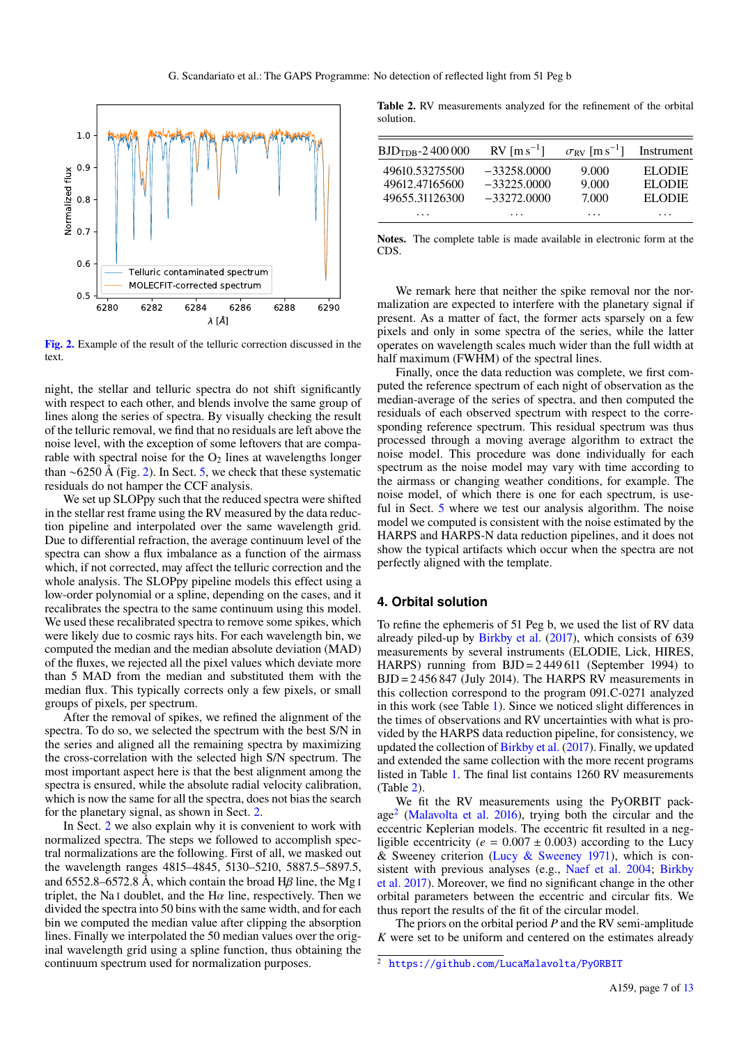Fig. 2. Example of the result of the telluric correction discussed in the text.

night, the stellar and telluric spectra do not shift significantly with respect to each other, and blends involve the same group of lines along the series of spectra. By visually checking the result of the telluric removal, we find that no residuals are left above the noise level, with the exception of some leftovers that are comparable with spectral noise for the $O_2$ lines at wavelengths longer than ~6250 Å (Fig. 2). In Sect. 5, we check that these systematic residuals do not hamper the CCF analysis.

We set up SLOPpy such that the reduced spectra were shifted in the stellar rest frame using the RV measured by the data reduction pipeline and interpolated over the same wavelength grid. Due to differential refraction, the average continuum level of the spectra can show a flux imbalance as a function of the airmass which, if not corrected, may affect the telluric correction and the whole analysis. The SLOPpy pipeline models this effect using a low-order polynomial or a spline, depending on the cases, and it recalibrates the spectra to the same continuum using this model. We used these recalibrated spectra to remove some spikes, which were likely due to cosmic rays hits. For each wavelength bin, we computed the median and the median absolute deviation (MAD) of the fluxes, we rejected all the pixel values which deviate more than 5 MAD from the median and substituted them with the median flux. This typically corrects only a few pixels, or small groups of pixels, per spectrum.

After the removal of spikes, we refined the alignment of the spectra. To do so, we selected the spectrum with the best S/N in the series and aligned all the remaining spectra by maximizing the cross-correlation with the selected high S/N spectrum. The most important aspect here is that the best alignment among the spectra is ensured, while the absolute radial velocity calibration, which is now the same for all the spectra, does not bias the search for the planetary signal, as shown in Sect. 2.

In Sect. 2 we also explain why it is convenient to work with normalized spectra. The steps we followed to accomplish spectral normalizations are the following. First of all, we masked out the wavelength ranges 4815–4845, 5130–5210, 5887.5–5897.5, and 6552.8–6572.8 Å, which contain the broad H$\beta$ line, the Mg I triplet, the Na I doublet, and the H$\alpha$ line, respectively. Then we divided the spectra into 50 bins with the same width, and for each bin we computed the median value after clipping the absorption lines. Finally we interpolated the 50 median values over the original wavelength grid using a spline function, thus obtaining the continuum spectrum used for normalization purposes.

**Table 2.** RV measurements analyzed for the refinement of the orbital solution.

| $BJD_{TDB}$-2 400 000 | RV [m s$^{-1}$] | $\sigma_{RV}$ [m s$^{-1}$] | Instrument |
|---|---|---|---|
| 49610.53275500 | −33258.0000 | 9.000 | ELODIE |
| 49612.47165600 | −33225.0000 | 9.000 | ELODIE |
| 49655.31126300 | −33272.0000 | 7.000 | ELODIE |
| ... | ... | ... | ... |

**Notes.** The complete table is made available in electronic form at the CDS.

We remark here that neither the spike removal nor the normalization are expected to interfere with the planetary signal if present. As a matter of fact, the former acts sparsely on a few pixels and only in some spectra of the series, while the latter operates on wavelength scales much wider than the full width at half maximum (FWHM) of the spectral lines.

Finally, once the data reduction was complete, we first computed the reference spectrum of each night of observation as the median-average of the series of spectra, and then computed the residuals of each observed spectrum with respect to the corresponding reference spectrum. This residual spectrum was thus processed through a moving average algorithm to extract the noise model. This procedure was done individually for each spectrum as the noise model may vary with time according to the airmass or changing weather conditions, for example. The noise model, of which there is one for each spectrum, is useful in Sect. 5 where we test our analysis algorithm. The noise model we computed is consistent with the noise estimated by the HARPS and HARPS-N data reduction pipelines, and it does not show the typical artifacts which occur when the spectra are not perfectly aligned with the template.

## 4. Orbital solution

To refine the ephemeris of 51 Peg b, we used the list of RV data already piled-up by Birkby et al. (2017), which consists of 639 measurements by several instruments (ELODIE, Lick, HIRES, HARPS) running from BJD = 2 449 611 (September 1994) to BJD = 2 456 847 (July 2014). The HARPS RV measurements in this collection correspond to the program 091.C-0271 analyzed in this work (see Table 1). Since we noticed slight differences in the times of observations and RV uncertainties with what is provided by the HARPS data reduction pipeline, for consistency, we updated the collection of Birkby et al. (2017). Finally, we updated and extended the same collection with the more recent programs listed in Table 1. The final list contains 1260 RV measurements (Table 2).

We fit the RV measurements using the PyORBIT package[2] (Malavolta et al. 2016), trying both the circular and the eccentric Keplerian models. The eccentric fit resulted in a negligible eccentricity ($e$ = 0.007 ± 0.003) according to the Lucy & Sweeney criterion (Lucy & Sweeney 1971), which is consistent with previous analyses (e.g., Naef et al. 2004; Birkby et al. 2017). Moreover, we find no significant change in the other orbital parameters between the eccentric and circular fits. We thus report the results of the fit of the circular model.

The priors on the orbital period $P$ and the RV semi-amplitude $K$ were set to be uniform and centered on the estimates already

[2] https://github.com/LucaMalavolta/PyORBIT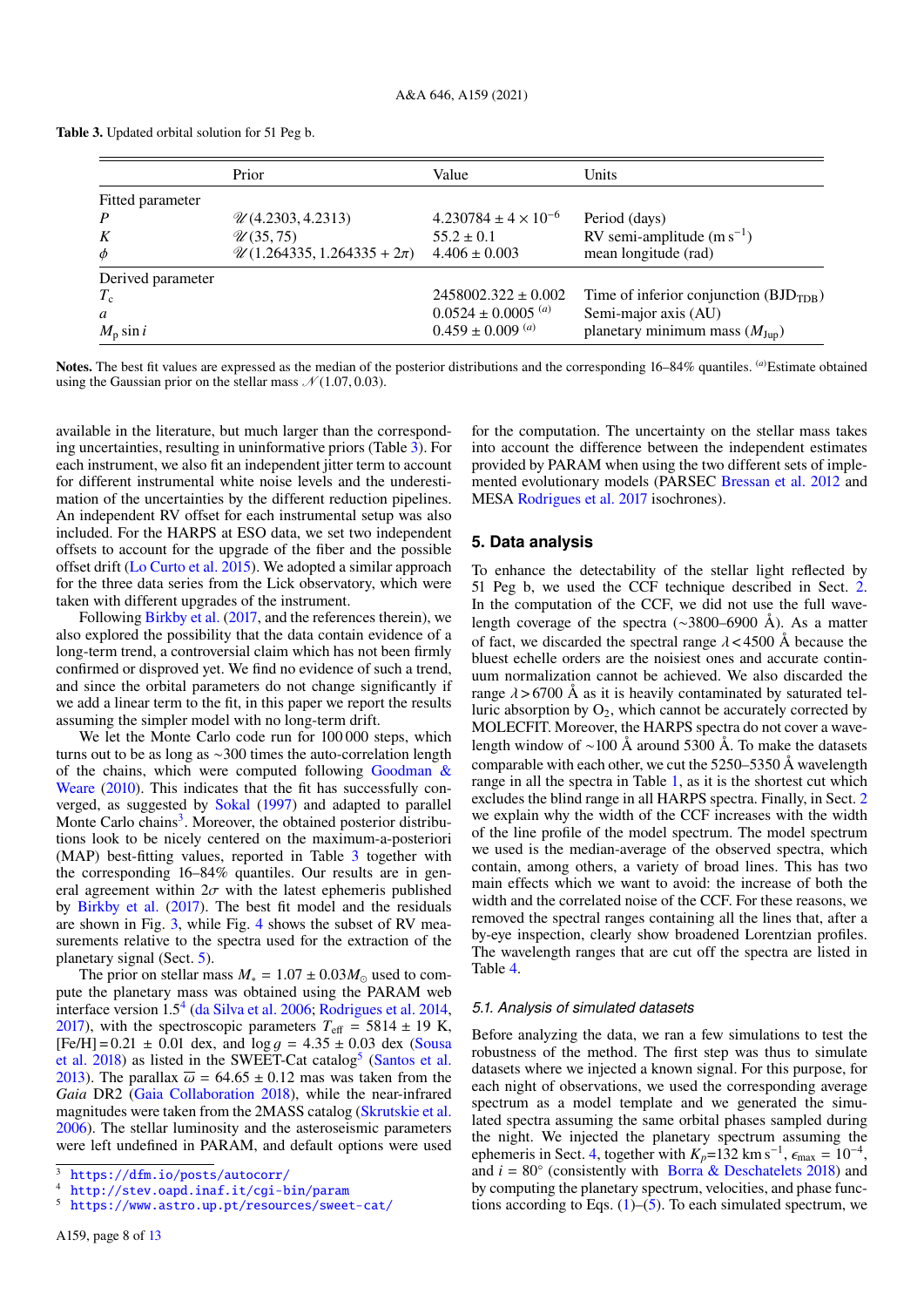**Table 3.** Updated orbital solution for 51 Peg b.

| | Prior | Value | Units |
|---|---|---|---|
| Fitted parameter | | | |
| $P$ | $\mathscr{U}(4.2303, 4.2313)$ | $4.230784 \pm 4 \times 10^{-6}$ | Period (days) |
| $K$ | $\mathscr{U}(35, 75)$ | $55.2 \pm 0.1$ | RV semi-amplitude (m s$^{-1}$) |
| $\phi$ | $\mathscr{U}(1.264335, 1.264335 + 2\pi)$ | $4.406 \pm 0.003$ | mean longitude (rad) |
| Derived parameter | | | |
| $T_c$ | | $2458002.322 \pm 0.002$ | Time of inferior conjunction (BJD$_{\mathrm{TDB}}$) |
| $a$ | | $0.0524 \pm 0.0005$ $^{(a)}$ | Semi-major axis (AU) |
| $M_p \sin i$ | | $0.459 \pm 0.009$ $^{(a)}$ | planetary minimum mass ($M_{\mathrm{Jup}}$) |

**Notes.** The best fit values are expressed as the median of the posterior distributions and the corresponding 16–84% quantiles. $^{(a)}$Estimate obtained using the Gaussian prior on the stellar mass $\mathscr{N}(1.07, 0.03)$.

available in the literature, but much larger than the corresponding uncertainties, resulting in uninformative priors (Table 3). For each instrument, we also fit an independent jitter term to account for different instrumental white noise levels and the underestimation of the uncertainties by the different reduction pipelines. An independent RV offset for each instrumental setup was also included. For the HARPS at ESO data, we set two independent offsets to account for the upgrade of the fiber and the possible offset drift (Lo Curto et al. 2015). We adopted a similar approach for the three data series from the Lick observatory, which were taken with different upgrades of the instrument.

Following Birkby et al. (2017, and the references therein), we also explored the possibility that the data contain evidence of a long-term trend, a controversial claim which has not been firmly confirmed or disproved yet. We find no evidence of such a trend, and since the orbital parameters do not change significantly if we add a linear term to the fit, in this paper we report the results assuming the simpler model with no long-term drift.

We let the Monte Carlo code run for 100 000 steps, which turns out to be as long as ~300 times the auto-correlation length of the chains, which were computed following Goodman & Weare (2010). This indicates that the fit has successfully converged, as suggested by Sokal (1997) and adapted to parallel Monte Carlo chains[3]. Moreover, the obtained posterior distributions look to be nicely centered on the maximum-a-posteriori (MAP) best-fitting values, reported in Table 3 together with the corresponding 16–84% quantiles. Our results are in general agreement within $2\sigma$ with the latest ephemeris published by Birkby et al. (2017). The best fit model and the residuals are shown in Fig. 3, while Fig. 4 shows the subset of RV measurements relative to the spectra used for the extraction of the planetary signal (Sect. 5).

The prior on stellar mass $M_* = 1.07 \pm 0.03 M_\odot$ used to compute the planetary mass was obtained using the PARAM web interface 1.5[4] (da Silva et al. 2006; Rodrigues et al. 2014, 2017), with the spectroscopic parameters $T_{\mathrm{eff}} = 5814 \pm 19$ K, [Fe/H] = $0.21 \pm 0.01$ dex, and $\log g = 4.35 \pm 0.03$ dex (Sousa et al. 2018) as listed in the SWEET-Cat catalog[5] (Santos et al. 2013). The parallax $\overline{\omega} = 64.65 \pm 0.12$ mas was taken from the *Gaia* DR2 (Gaia Collaboration 2018), while the near-infrared magnitudes were taken from the 2MASS catalog (Skrutskie et al. 2006). The stellar luminosity and the asteroseismic parameters were left undefined in PARAM, and default options were used for the computation. The uncertainty on the stellar mass takes into account the difference between the independent estimates provided by PARAM when using the two different sets of implemented evolutionary models (PARSEC Bressan et al. 2012 and MESA Rodrigues et al. 2017 isochrones).

[3] https://dfm.io/posts/autocorr/

[4] http://stev.oapd.inaf.it/cgi-bin/param

[5] https://www.astro.up.pt/resources/sweet-cat/

## 5. Data analysis

To enhance the detectability of the stellar light reflected by 51 Peg b, we used the CCF technique described in Sect. 2. In the computation of the CCF, we did not use the full wavelength coverage of the spectra (~3800–6900 Å). As a matter of fact, we discarded the spectral range $\lambda < 4500$ Å because the bluest echelle orders are the noisiest ones and accurate continuum normalization cannot be achieved. We also discarded the range $\lambda > 6700$ Å as it is heavily contaminated by saturated telluric absorption by $O_2$, which cannot be accurately corrected by MOLECFIT. Moreover, the HARPS spectra do not cover a wavelength window of ~100 Å around 5300 Å. To make the datasets comparable with each other, we cut the 5250–5350 Å wavelength range in all the spectra in Table 1, as it is the shortest cut which excludes the blind range in all HARPS spectra. Finally, in Sect. 2 we explain why the width of the CCF increases with the width of the line profile of the model spectrum. The model spectrum we used is the median-average of the observed spectra, which contain, among others, a variety of broad lines. This has two main effects which we want to avoid: the increase of both the width and the correlated noise of the CCF. For these reasons, we removed the spectral ranges containing all the lines that, after a by-eye inspection, clearly show broadened Lorentzian profiles. The wavelength ranges that are cut off the spectra are listed in Table 4.

### 5.1. Analysis of simulated datasets

Before analyzing the data, we ran a few simulations to test the robustness of the method. The first step was thus to simulate datasets where we injected a known signal. For this purpose, for each night of observations, we used the corresponding average spectrum as a model template and we generated the simulated spectra assuming the same orbital phases sampled during the night. We injected the planetary spectrum assuming the ephemeris in Sect. 4, together with $K_p$=132 km s$^{-1}$, $\epsilon_{\max} = 10^{-4}$, and $i = 80°$ (consistently with Borra & Deschatelets 2018) and by computing the planetary spectrum, velocities, and phase functions according to Eqs. (1)–(5). To each simulated spectrum, we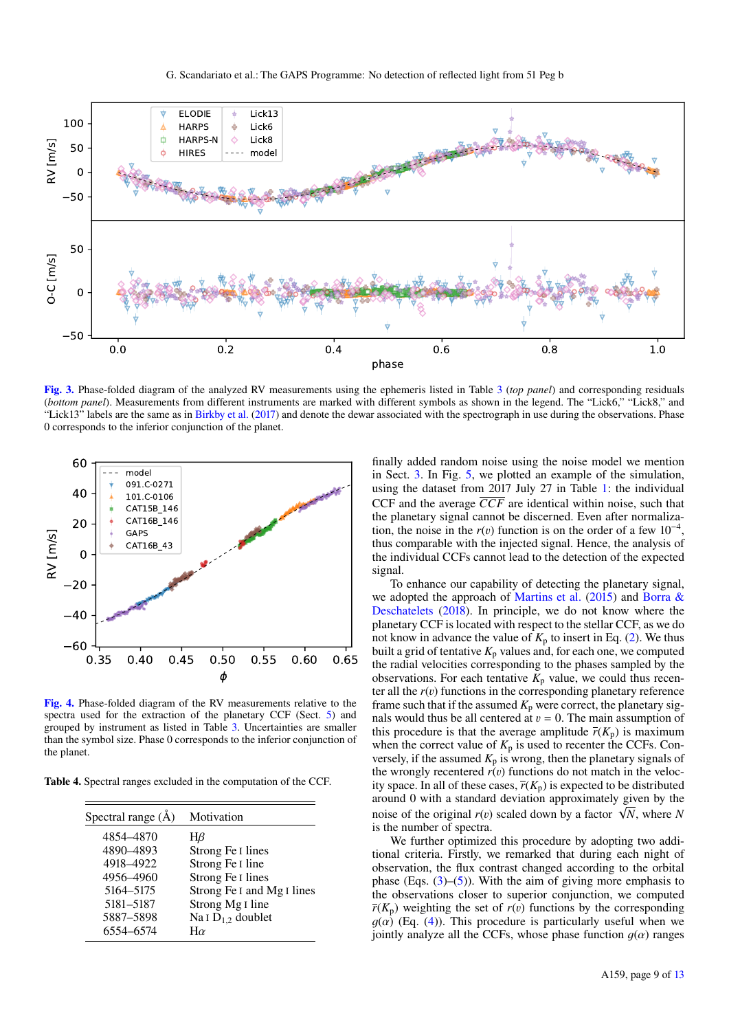**Fig. 3.** Phase-folded diagram of the analyzed RV measurements using the ephemeris listed in Table 3 (*top panel*) and corresponding residuals (*bottom panel*). Measurements from different instruments are marked with different symbols as shown in the legend. The "Lick6," "Lick8," and "Lick13" labels are the same as in Birkby et al. (2017) and denote the dewar associated with the spectrograph in use during the observations. Phase 0 corresponds to the inferior conjunction of the planet.

**Fig. 4.** Phase-folded diagram of the RV measurements relative to the spectra used for the extraction of the planetary CCF (Sect. 5) and grouped by instrument as listed in Table 3. Uncertainties are smaller than the symbol size. Phase 0 corresponds to the inferior conjunction of the planet.

**Table 4.** Spectral ranges excluded in the computation of the CCF.

| Spectral range (Å) | Motivation |
|---|---|
| 4854–4870 | H$\beta$ |
| 4890–4893 | Strong Fe I lines |
| 4918–4922 | Strong Fe I line |
| 4956–4960 | Strong Fe I lines |
| 5164–5175 | Strong Fe I and Mg I lines |
| 5181–5187 | Strong Mg I line |
| 5887–5898 | Na I $D_{1,2}$ doublet |
| 6554–6574 | H$\alpha$ |

finally added random noise using the noise model we mention in Sect. 3. In Fig. 5, we plotted an example of the simulation, using the dataset from 2017 July 27 in Table 1: the individual CCF and the average $\overline{CCF}$ are identical within noise, such that the planetary signal cannot be discerned. Even after normalization, the noise in the $r(v)$ function is on the order of a few $10^{-4}$, thus comparable with the injected signal. Hence, the analysis of the individual CCFs cannot lead to the detection of the expected signal.

To enhance our capability of detecting the planetary signal, we adopted the approach of Martins et al. (2015) and Borra & Deschatelets (2018). In principle, we do not know where the planetary CCF is located with respect to the stellar CCF, as we do not know in advance the value of $K_p$ to insert in Eq. (2). We thus built a grid of tentative $K_p$ values and, for each one, we computed the radial velocities corresponding to the phases sampled by the observations. For each tentative $K_p$ value, we could thus recenter all the $r(v)$ functions in the corresponding planetary reference frame such that if the assumed $K_p$ were correct, the planetary signals would thus be all centered at $v = 0$. The main assumption of this procedure is that the average amplitude $\overline{r}(K_p)$ is maximum when the correct value of $K_p$ is used to recenter the CCFs. Conversely, if the assumed $K_p$ is wrong, then the planetary signals of the wrongly recentered $r(v)$ functions do not match in the velocity space. In all of these cases, $\overline{r}(K_p)$ is expected to be distributed around 0 with a standard deviation approximately given by the noise of the original $r(v)$ scaled down by a factor $\sqrt{N}$, where $N$ is the number of spectra.

We further optimized this procedure by adopting two additional criteria. Firstly, we remarked that during each night of observation, the flux contrast changed according to the orbital phase (Eqs. (3)–(5)). With the aim of giving more emphasis to the observations closer to superior conjunction, we computed $\overline{r}(K_p)$ weighting the set of $r(v)$ functions by the corresponding $g(\alpha)$ (Eq. (4)). This procedure is particularly useful when we jointly analyze all the CCFs, whose phase function $g(\alpha)$ ranges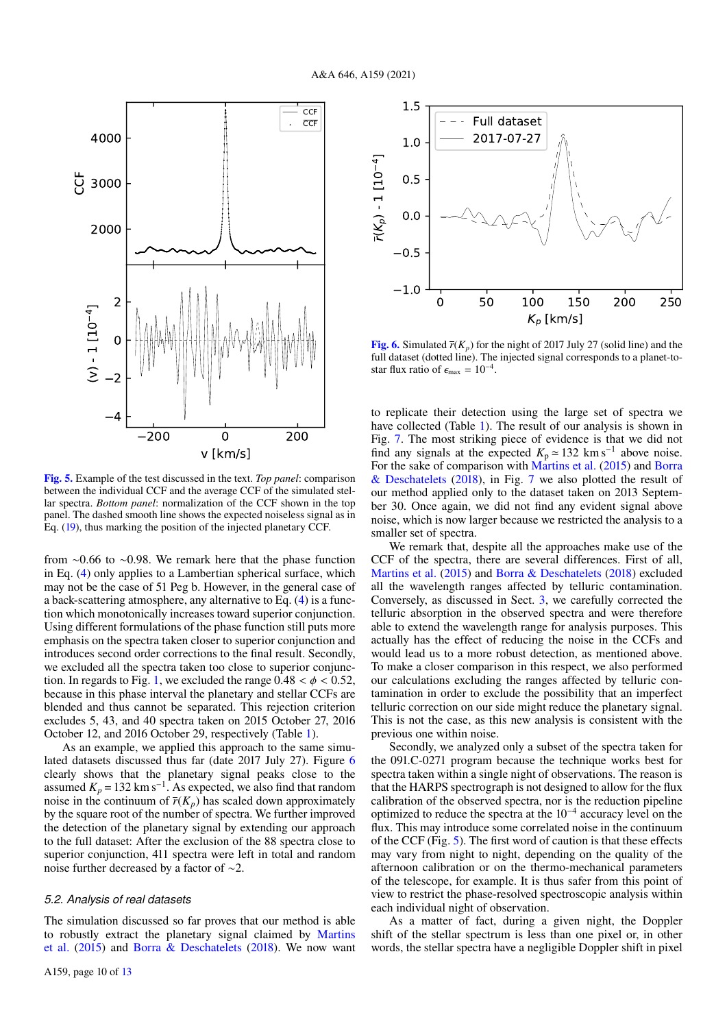Fig. 5. Example of the test discussed in the text. *Top panel*: comparison between the individual CCF and the average CCF of the simulated stellar spectra. *Bottom panel*: normalization of the CCF shown in the top panel. The dashed smooth line shows the expected noiseless signal as in Eq. (19), thus marking the position of the injected planetary CCF.

Fig. 6. Simulated $\bar{r}(K_p)$ for the night of 2017 July 27 (solid line) and the full dataset (dotted line). The injected signal corresponds to a planet-to-star flux ratio of $\epsilon_{\max} = 10^{-4}$.

from ∼0.66 to ∼0.98. We remark here that the phase function in Eq. (4) only applies to a Lambertian spherical surface, which may not be the case of 51 Peg b. However, in the general case of a back-scattering atmosphere, any alternative to Eq. (4) is a function which monotonically increases toward superior conjunction. Using different formulations of the phase function still puts more emphasis on the spectra taken closer to superior conjunction and introduces second order corrections to the final result. Secondly, we excluded all the spectra taken too close to superior conjunction. In regards to Fig. 1, we excluded the range $0.48 < \phi < 0.52$, because in this phase interval the planetary and stellar CCFs are blended and thus cannot be separated. This rejection criterion excludes 5, 43, and 40 spectra taken on 2015 October 27, 2016 October 12, and 2016 October 29, respectively (Table 1).

As an example, we applied this approach to the same simulated datasets discussed thus far (date 2017 July 27). Figure 6 clearly shows that the planetary signal peaks close to the assumed $K_p = 132$ km s$^{-1}$. As expected, we also find that random noise in the continuum of $\bar{r}(K_p)$ has scaled down approximately by the square root of the number of spectra. We further improved the detection of the planetary signal by extending our approach to the full dataset: After the exclusion of the 88 spectra close to superior conjunction, 411 spectra were left in total and random noise further decreased by a factor of ∼2.

### 5.2. Analysis of real datasets

The simulation discussed so far proves that our method is able to robustly extract the planetary signal claimed by Martins et al. (2015) and Borra & Deschatelets (2018). We now want to replicate their detection using the large set of spectra we have collected (Table 1). The result of our analysis is shown in Fig. 7. The most striking piece of evidence is that we did not find any signals at the expected $K_p \simeq 132$ km s$^{-1}$ above noise. For the sake of comparison with Martins et al. (2015) and Borra & Deschatelets (2018), in Fig. 7 we also plotted the result of our method applied only to the dataset taken on 2013 September 30. Once again, we did not find any evident signal above noise, which is now larger because we restricted the analysis to a smaller set of spectra.

We remark that, despite all the approaches make use of the CCF of the spectra, there are several differences. First of all, Martins et al. (2015) and Borra & Deschatelets (2018) excluded all the wavelength ranges affected by telluric contamination. Conversely, as discussed in Sect. 3, we carefully corrected the telluric absorption in the observed spectra and were therefore able to extend the wavelength range for analysis purposes. This actually has the effect of reducing the noise in the CCFs and would lead us to a more robust detection, as mentioned above. To make a closer comparison in this respect, we also performed our calculations excluding the ranges affected by telluric contamination in order to exclude the possibility that an imperfect telluric correction on our side might reduce the planetary signal. This is not the case, as this new analysis is consistent with the previous one within noise.

Secondly, we analyzed only a subset of the spectra taken for the 091.C-0271 program because the technique works best for spectra taken within a single night of observations. The reason is that the HARPS spectrograph is not designed to allow for the flux calibration of the observed spectra, nor is the reduction pipeline optimized to reduce the spectra at the $10^{-4}$ accuracy level on the flux. This may introduce some correlated noise in the continuum of the CCF (Fig. 5). The first word of caution is that these effects may vary from night to night, depending on the quality of the afternoon calibration or on the thermo-mechanical parameters of the telescope, for example. It is thus safer from this point of view to restrict the phase-resolved spectroscopic analysis within each individual night of observation.

As a matter of fact, during a given night, the Doppler shift of the stellar spectrum is less than one pixel or, in other words, the stellar spectra have a negligible Doppler shift in pixel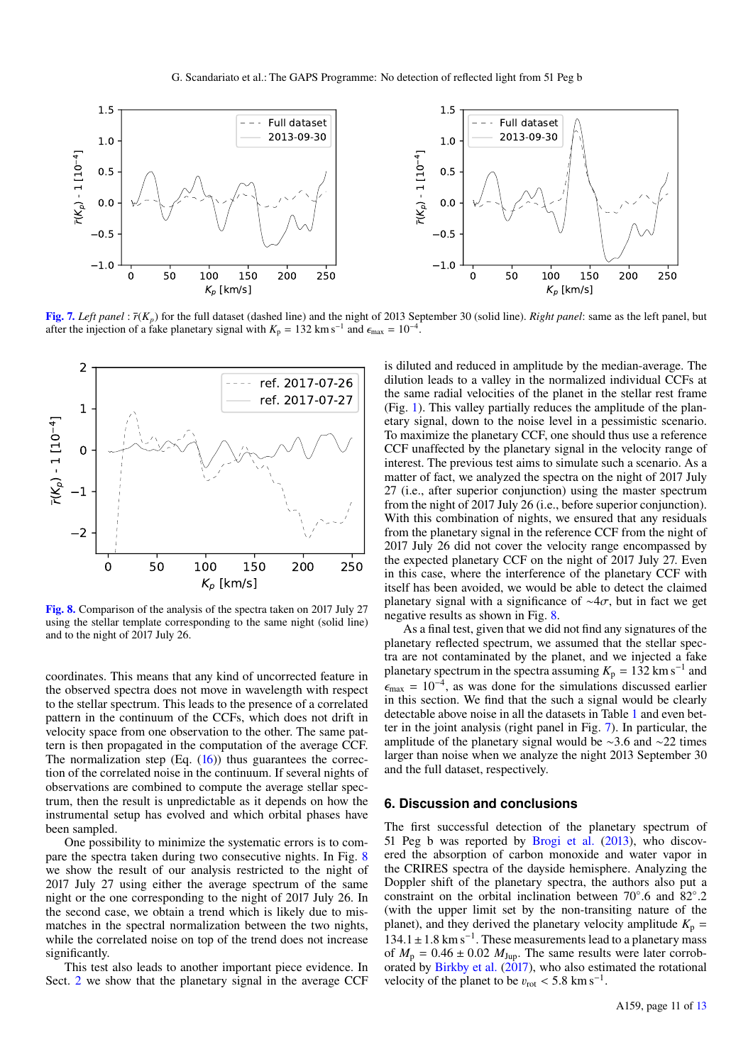**Fig. 7.** *Left panel* : $\bar{r}(K_p)$ for the full dataset (dashed line) and the night of 2013 September 30 (solid line). *Right panel*: same as the left panel, but after the injection of a fake planetary signal with $K_p = 132$ km s$^{-1}$ and $\epsilon_{max} = 10^{-4}$.

**Fig. 8.** Comparison of the analysis of the spectra taken on 2017 July 27 using the stellar template corresponding to the same night (solid line) and to the night of 2017 July 26.

coordinates. This means that any kind of uncorrected feature in the observed spectra does not move in wavelength with respect to the stellar spectrum. This leads to the presence of a correlated pattern in the continuum of the CCFs, which does not drift in velocity space from one observation to the other. The same pattern is then propagated in the computation of the average CCF. The normalization step (Eq. (16)) thus guarantees the correction of the correlated noise in the continuum. If several nights of observations are combined to compute the average stellar spectrum, then the result is unpredictable as it depends on how the instrumental setup has evolved and which orbital phases have been sampled.

One possibility to minimize the systematic errors is to compare the spectra taken during two consecutive nights. In Fig. 8 we show the result of our analysis restricted to the night of 2017 July 27 using either the average spectrum of the same night or the one corresponding to the night of 2017 July 26. In the second case, we obtain a trend which is likely due to mismatches in the spectral normalization between the two nights, while the correlated noise on top of the trend does not increase significantly.

This test also leads to another important piece evidence. In Sect. 2 we show that the planetary signal in the average CCF is diluted and reduced in amplitude by the median-average. The dilution leads to a valley in the normalized individual CCFs at the same radial velocities of the planet in the stellar rest frame (Fig. 1). This valley partially reduces the amplitude of the planetary signal, down to the noise level in a pessimistic scenario. To maximize the planetary CCF, one should thus use a reference CCF unaffected by the planetary signal in the velocity range of interest. The previous test aims to simulate such a scenario. As a matter of fact, we analyzed the spectra on the night of 2017 July 27 (i.e., after superior conjunction) using the master spectrum from the night of 2017 July 26 (i.e., before superior conjunction). With this combination of nights, we ensured that any residuals from the planetary signal in the reference CCF from the night of 2017 July 26 did not cover the velocity range encompassed by the expected planetary CCF on the night of 2017 July 27. Even in this case, where the interference of the planetary CCF with itself has been avoided, we would be able to detect the claimed planetary signal with a significance of $\sim 4\sigma$, but in fact we get negative results as shown in Fig. 8.

As a final test, given that we did not find any signatures of the planetary reflected spectrum, we assumed that the stellar spectra are not contaminated by the planet, and we injected a fake planetary spectrum in the spectra assuming $K_p = 132$ km s$^{-1}$ and $\epsilon_{max} = 10^{-4}$, as was done for the simulations discussed earlier in this section. We find that the such a signal would be clearly detectable above noise in all the datasets in Table 1 and even better in the joint analysis (right panel in Fig. 7). In particular, the amplitude of the planetary signal would be $\sim 3.6$ and $\sim 22$ times larger than noise when we analyze the night 2013 September 30 and the full dataset, respectively.

## 6. Discussion and conclusions

The first successful detection of the planetary spectrum of 51 Peg b was reported by Brogi et al. (2013), who discovered the absorption of carbon monoxide and water vapor in the CRIRES spectra of the dayside hemisphere. Analyzing the Doppler shift of the planetary spectra, the authors also put a constraint on the orbital inclination between 70°.6 and 82°.2 (with the upper limit set by the non-transiting nature of the planet), and they derived the planetary velocity amplitude $K_p = 134.1 \pm 1.8$ km s$^{-1}$. These measurements lead to a planetary mass of $M_p = 0.46 \pm 0.02$ $M_{Jup}$. The same results were later corroborated by Birkby et al. (2017), who also estimated the rotational velocity of the planet to be $v_{rot} < 5.8$ km s$^{-1}$.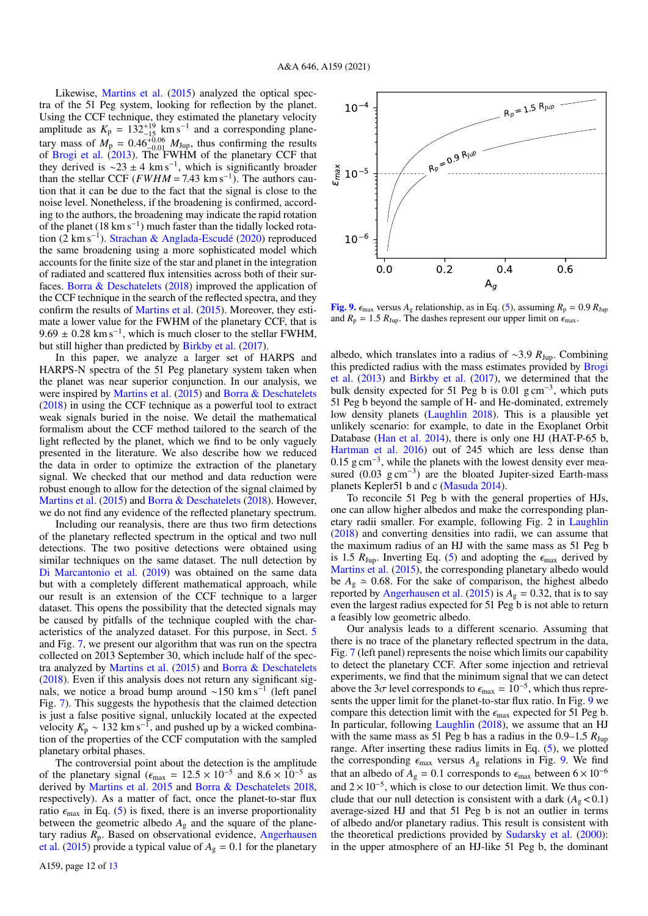Likewise, Martins et al. (2015) analyzed the optical spectra of the 51 Peg system, looking for reflection by the planet. Using the CCF technique, they estimated the planetary velocity amplitude as $K_p = 132^{+19}_{-15}$ km s$^{-1}$ and a corresponding planetary mass of $M_p = 0.46^{+0.06}_{-0.01}$ $M_{Jup}$, thus confirming the results of Brogi et al. (2013). The FWHM of the planetary CCF that they derived is ~23 ± 4 km s$^{-1}$, which is significantly broader than the stellar CCF ($FWHM = 7.43$ km s$^{-1}$). The authors caution that it can be due to the fact that the signal is close to the noise level. Nonetheless, if the broadening is confirmed, according to the authors, the broadening may indicate the rapid rotation of the planet (18 km s$^{-1}$) much faster than the tidally locked rotation (2 km s$^{-1}$). Strachan & Anglada-Escudé (2020) reproduced the same broadening using a more sophisticated model which accounts for the finite size of the star and planet in the integration of radiated and scattered flux intensities across both of their surfaces. Borra & Deschatelets (2018) improved the application of the CCF technique in the search of the reflected spectra, and they confirm the results of Martins et al. (2015). Moreover, they estimate a lower value for the FWHM of the planetary CCF, that is 9.69 ± 0.28 km s$^{-1}$, which is much closer to the stellar FWHM, but still higher than predicted by Birkby et al. (2017).

In this paper, we analyze a larger set of HARPS and HARPS-N spectra of the 51 Peg planetary system taken when the planet was near superior conjunction. In our analysis, we were inspired by Martins et al. (2015) and Borra & Deschatelets (2018) in using the CCF technique as a powerful tool to extract weak signals buried in the noise. We detail the mathematical formalism about the CCF method tailored to the search of the light reflected by the planet, which we find to be only vaguely presented in the literature. We also describe how we reduced the data in order to optimize the extraction of the planetary signal. We checked that our method and data reduction were robust enough to allow for the detection of the signal claimed by Martins et al. (2015) and Borra & Deschatelets (2018). However, we do not find any evidence of the reflected planetary spectrum.

Including our reanalysis, there are thus two firm detections of the planetary reflected spectrum in the optical and two null detections. The two positive detections were obtained using similar techniques on the same dataset. The null detection by Di Marcantonio et al. (2019) was obtained on the same data but with a completely different mathematical approach, while our result is an extension of the CCF technique to a larger dataset. This opens the possibility that the detected signals may be caused by pitfalls of the technique coupled with the characteristics of the analyzed dataset. For this purpose, in Sect. 5 and Fig. 7, we present our algorithm that was run on the spectra collected on 2013 September 30, which include half of the spectra analyzed by Martins et al. (2015) and Borra & Deschatelets (2018). Even if this analysis does not return any significant signals, we notice a broad bump around ~150 km s$^{-1}$ (left panel Fig. 7). This suggests the hypothesis that the claimed detection is just a false positive signal, unluckily located at the expected velocity $K_p \sim 132$ km s$^{-1}$, and pushed up by a wicked combination of the properties of the CCF computation with the sampled planetary orbital phases.

The controversial point about the detection is the amplitude of the planetary signal ($\epsilon_{max} = 12.5 \times 10^{-5}$ and $8.6 \times 10^{-5}$ as derived by Martins et al. 2015 and Borra & Deschatelets 2018, respectively). As a matter of fact, once the planet-to-star flux ratio $\epsilon_{max}$ in Eq. (5) is fixed, there is an inverse proportionality between the geometric albedo $A_g$ and the square of the planetary radius $R_p$. Based on observational evidence, Angerhausen et al. (2015) provide a typical value of $A_g = 0.1$ for the planetary albedo, which translates into a radius of ~3.9 $R_{Jup}$. Combining this predicted radius with the mass estimates provided by Brogi et al. (2013) and Birkby et al. (2017), we determined that the bulk density expected for 51 Peg b is 0.01 g cm$^{-3}$, which puts 51 Peg b beyond the sample of H- and He-dominated, extremely low density planets (Laughlin 2018). This is a plausible yet unlikely scenario: for example, to date in the Exoplanet Orbit Database (Han et al. 2014), there is only one HJ (HAT-P-65 b, Hartman et al. 2016) out of 245 which are less dense than 0.15 g cm$^{-3}$, while the planets with the lowest density ever measured (0.03 g cm$^{-3}$) are the bloated Jupiter-sized Earth-mass planets Kepler51 b and c (Masuda 2014).

To reconcile 51 Peg b with the general properties of HJs, one can allow higher albedos and make the corresponding planetary radii smaller. For example, following Fig. 2 in Laughlin (2018) and converting densities into radii, we can assume that the maximum radius of an HJ with the same mass as 51 Peg b is 1.5 $R_{Jup}$. Inverting Eq. (5) and adopting the $\epsilon_{max}$ derived by Martins et al. (2015), the corresponding planetary albedo would be $A_g \simeq 0.68$. For the sake of comparison, the highest albedo reported by Angerhausen et al. (2015) is $A_g = 0.32$, that is to say even the largest radius expected for 51 Peg b is not able to return a feasibly low geometric albedo.

Our analysis leads to a different scenario. Assuming that there is no trace of the planetary reflected spectrum in the data, Fig. 7 (left panel) represents the noise which limits our capability to detect the planetary CCF. After some injection and retrieval experiments, we find that the minimum signal that we can detect above the 3$\sigma$ level corresponds to $\epsilon_{max} = 10^{-5}$, which thus represents the upper limit for the planet-to-star flux ratio. In Fig. 9 we compare this detection limit with the $\epsilon_{max}$ expected for 51 Peg b. In particular, following Laughlin (2018), we assume that an HJ with the same mass as 51 Peg b has a radius in the 0.9–1.5 $R_{Jup}$ range. After inserting these radius limits in Eq. (5), we plotted the corresponding $\epsilon_{max}$ versus $A_g$ relations in Fig. 9. We find that an albedo of $A_g = 0.1$ corresponds to $\epsilon_{max}$ between $6 \times 10^{-6}$ and $2 \times 10^{-5}$, which is close to our detection limit. We thus conclude that our null detection is consistent with a dark ($A_g < 0.1$) average-sized HJ and that 51 Peg b is not an outlier in terms of albedo and/or planetary radius. This result is consistent with the theoretical predictions provided by Sudarsky et al. (2000): in the upper atmosphere of an HJ-like 51 Peg b, the dominant

**Fig. 9.** $\epsilon_{max}$ versus $A_g$ relationship, as in Eq. (5), assuming $R_p = 0.9$ $R_{Jup}$ and $R_p = 1.5$ $R_{Jup}$. The dashes represent our upper limit on $\epsilon_{max}$.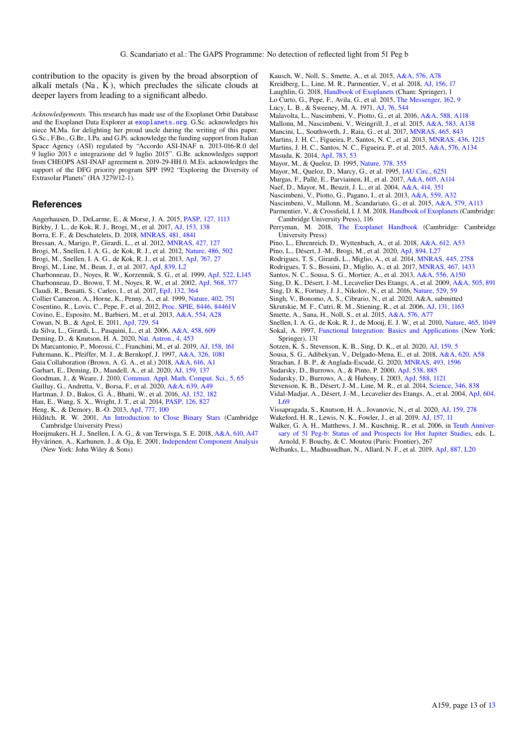contribution to the opacity is given by the broad absorption of alkali metals (Na , K ), which precludes the silicate clouds at deeper layers from leading to a significant albedo.

*Acknowledgements.* This research has made use of the Exoplanet Orbit Database and the Exoplanet Data Explorer at exoplanets.org. G.Sc. acknowledges his niece M.Ma. for delighting her proud uncle during the writing of this paper. G.Sc., F.Bo., G.Br., I.Pa. and G.Pi. acknowledge the funding support from Italian Space Agency (ASI) regulated by "Accordo ASI-INAF n. 2013-016-R.0 del 9 luglio 2013 e integrazione del 9 luglio 2015". G.Br. acknowledges support from CHEOPS ASI-INAF agreement n. 2019-29-HH.0. M.Es. acknowledges the support of the DFG priority program SPP 1992 "Exploring the Diversity of Extrasolar Planets" (HA 3279/12-1).

## References

Angerhausen, D., DeLarme, E., & Morse, J. A. 2015, PASP, 127, 1113
Birkby, J. L., de Kok, R. J., Brogi, M., et al. 2017, AJ, 153, 138
Borra, E. F., & Deschatelets, D. 2018, MNRAS, 481, 4841
Bressan, A., Marigo, P., Girardi, L., et al. 2012, MNRAS, 427, 127
Brogi, M., Snellen, I. A. G., de Kok, R. J., et al. 2012, Nature, 486, 502
Brogi, M., Snellen, I. A. G., de Kok, R. J., et al. 2013, ApJ, 767, 27
Brogi, M., Line, M., Bean, J., et al. 2017, ApJ, 839, L2
Charbonneau, D., Noyes, R. W., Korzennik, S. G., et al. 1999, ApJ, 522, L145
Charbonneau, D., Brown, T. M., Noyes, R. W., et al. 2002, ApJ, 568, 377
Claudi, R., Benatti, S., Carleo, I., et al. 2017, EpJ, 132, 364
Collier Cameron, A., Horne, K., Penny, A., et al. 1999, Nature, 402, 751
Cosentino, R., Lovis, C., Pepe, F., et al. 2012, Proc. SPIE, 8446, 84461V
Covino, E., Esposito, M., Barbieri, M., et al. 2013, A&A, 554, A28
Cowan, N. B., & Agol, E. 2011, ApJ, 729, 54
da Silva, L., Girardi, L., Pasquini, L., et al. 2006, A&A, 458, 609
Deming, D., & Knutson, H. A. 2020, Nat. Astron., 4, 453
Di Marcantonio, P., Morossi, C., Franchini, M., et al. 2019, AJ, 158, 161
Fuhrmann, K., Pfeiffer, M. J., & Bernkopf, J. 1997, A&A, 326, 1081
Gaia Collaboration (Brown, A. G. A., et al.) 2018, A&A, 616, A1
Garhart, E., Deming, D., Mandell, A., et al. 2020, AJ, 159, 137
Goodman, J., & Weare, J. 2010, Commun. Appl. Math. Comput. Sci., 5, 65
Guilluy, G., Andretta, V., Borsa, F., et al. 2020, A&A, 639, A49
Hartman, J. D., Bakos, G. Á., Bhatti, W., et al. 2016, AJ, 152, 182
Han, E., Wang, S. X., Wright, J. T., et al. 2014, PASP, 126, 827
Heng, K., & Demory, B.-O. 2013, ApJ, 777, 100
Hilditch, R. W. 2001, An Introduction to Close Binary Stars (Cambridge: Cambridge University Press)
Hoeijmakers, H. J., Snellen, I. A. G., & van Terwisga, S. E. 2018, A&A, 610, A47
Hyvärinen, A., Karhunen, J., & Oja, E. 2001, Independent Component Analysis (New York: John Wiley & Sons)
Kausch, W., Noll, S., Smette, A., et al. 2015, A&A, 576, A78
Kreidberg, L., Line, M. R., Parmentier, V., et al. 2018, AJ, 156, 17
Laughlin, G. 2018, Handbook of Exoplanets (Cham: Springer), 1
Lo Curto, G., Pepe, F., Avila, G., et al. 2015, The Messenger, 162, 9
Lucy, L. B., & Sweeney, M. A. 1971, AJ, 76, 544
Malavolta, L., Nascimbeni, V., Piotto, G., et al. 2016, A&A, 588, A118
Mallonn, M., Nascimbeni, V., Weingrill, J., et al. 2015, A&A, 583, A138
Mancini, L., Southworth, J., Raia, G., et al. 2017, MNRAS, 465, 843
Martins, J. H. C., Figueira, P., Santos, N. C., et al. 2013, MNRAS, 436, 1215
Martins, J. H. C., Santos, N. C., Figueira, P., et al. 2015, A&A, 576, A134
Masuda, K. 2014, ApJ, 783, 53
Mayor, M., & Queloz, D. 1995, Nature, 378, 355
Mayor, M., Queloz, D., Marcy, G., et al. 1995, IAU Circ., 6251
Murgas, F., Pallé, E., Parviainen, H., et al. 2017, A&A, 605, A114
Naef, D., Mayor, M., Beuzit, J. L., et al. 2004, A&A, 414, 351
Nascimbeni, V., Piotto, G., Pagano, I., et al. 2013, A&A, 559, A32
Nascimbeni, V., Mallonn, M., Scandariato, G., et al. 2015, A&A, 579, A113
Parmentier, V., & Crossfield, I. J. M. 2018, Handbook of Exoplanets (Cambridge: Cambridge University Press), 116
Perryman, M. 2018, The Exoplanet Handbook (Cambridge: Cambridge University Press)
Pino, L., Ehrenreich, D., Wyttenbach, A., et al. 2018, A&A, 612, A53
Pino, L., Désert, J.-M., Brogi, M., et al. 2020, ApJ, 894, L27
Rodrigues, T. S., Girardi, L., Miglio, A., et al. 2014, MNRAS, 445, 2758
Rodrigues, T. S., Bossini, D., Miglio, A., et al. 2017, MNRAS, 467, 1433
Santos, N. C., Sousa, S. G., Mortier, A., et al. 2013, A&A, 556, A150
Sing, D. K., Désert, J.-M., Lecavelier Des Etangs, A., et al. 2009, A&A, 505, 891
Sing, D. K., Fortney, J. J., Nikolov, N., et al. 2016, Nature, 529, 59
Singh, V., Bonomo, A. S., Cibrario, N., et al. 2020, A&A, submitted
Skrutskie, M. F., Cutri, R. M., Stiening, R., et al. 2006, AJ, 131, 1163
Smette, A., Sana, H., Noll, S., et al. 2015, A&A, 576, A77
Snellen, I. A. G., de Kok, R. J., de Mooij, E. J. W., et al. 2010, Nature, 465, 1049
Sokal, A. 1997, Functional Integration: Basics and Applications (New York: Springer), 131
Sotzen, K. S., Stevenson, K. B., Sing, D. K., et al. 2020, AJ, 159, 5
Sousa, S. G., Adibekyan, V., Delgado-Mena, E., et al. 2018, A&A, 620, A58
Strachan, J. B. P., & Anglada-Escudé, G. 2020, MNRAS, 493, 1596
Sudarsky, D., Burrows, A., & Pinto, P. 2000, ApJ, 538, 885
Sudarsky, D., Burrows, A., & Hubeny, I. 2003, ApJ, 588, 1121
Stevenson, K. B., Désert, J.-M., Line, M. R., et al. 2014, Science, 346, 838
Vidal-Madjar, A., Désert, J.-M., Lecavelier des Etangs, A., et al. 2004, ApJ, 604, L69
Vissapragada, S., Knutson, H. A., Jovanovic, N., et al. 2020, AJ, 159, 278
Wakeford, H. R., Lewis, N. K., Fowler, J., et al. 2019, AJ, 157, 11
Walker, G. A. H., Matthews, J. M., Kuschnig, R., et al. 2006, in Tenth Anniversary of 51 Peg-b: Status of and Prospects for Hot Jupiter Studies, eds. L. Arnold, F. Bouchy, & C. Moutou (Paris: Frontier), 267
Welbanks, L., Madhusudhan, N., Allard, N. F., et al. 2019, ApJ, 887, L20